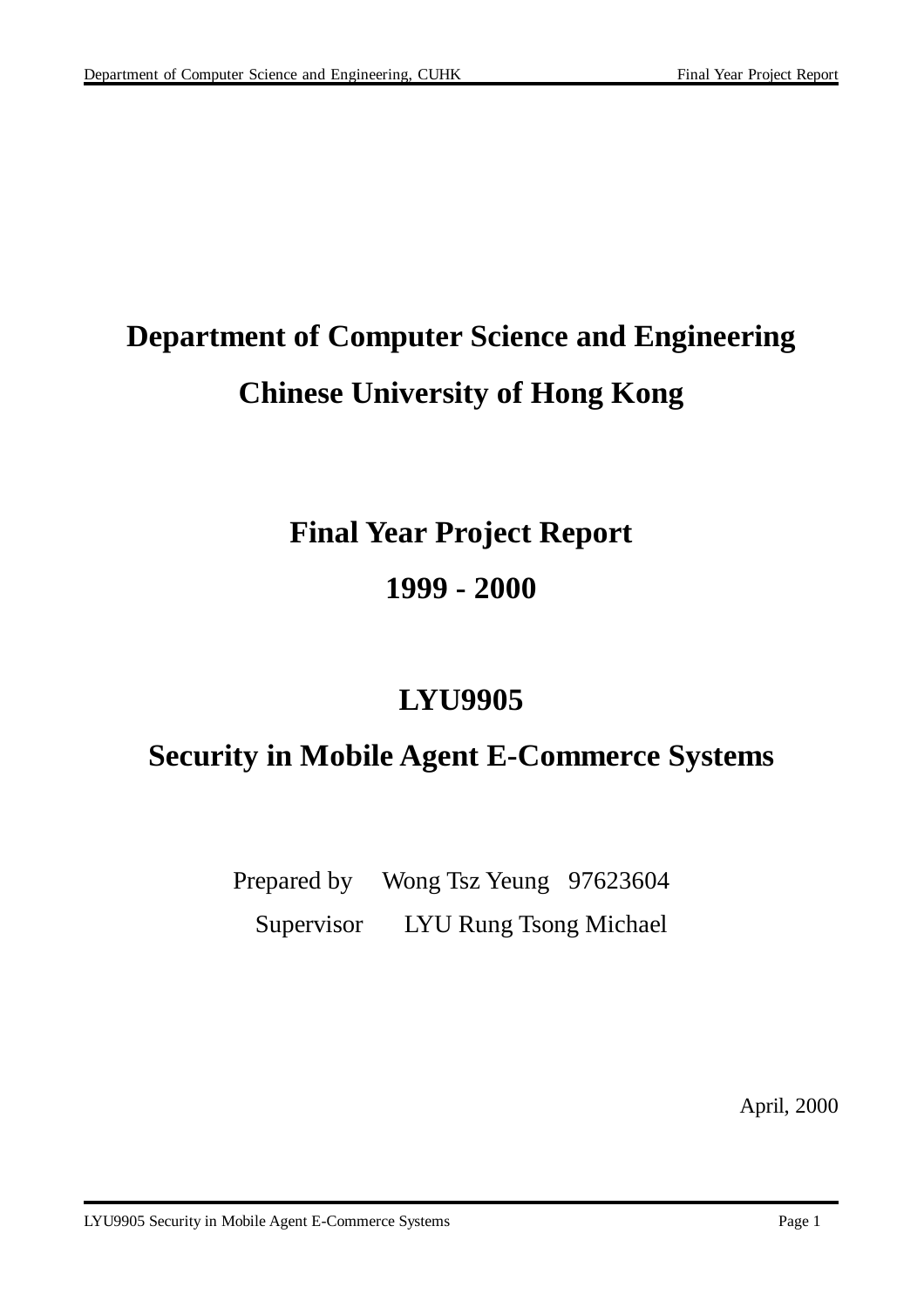# Department of Computer Science and Engineering

# Chinese University of Hong Kong

## Final Year Project Report

## 1999 - 2000

## LYU9905

## Security in Mobile Agent E-Commerce Systems

Prepared by Wong Tsz Yeung 97623604

Supervisor LYU Rung Tsong Michael

April, 2000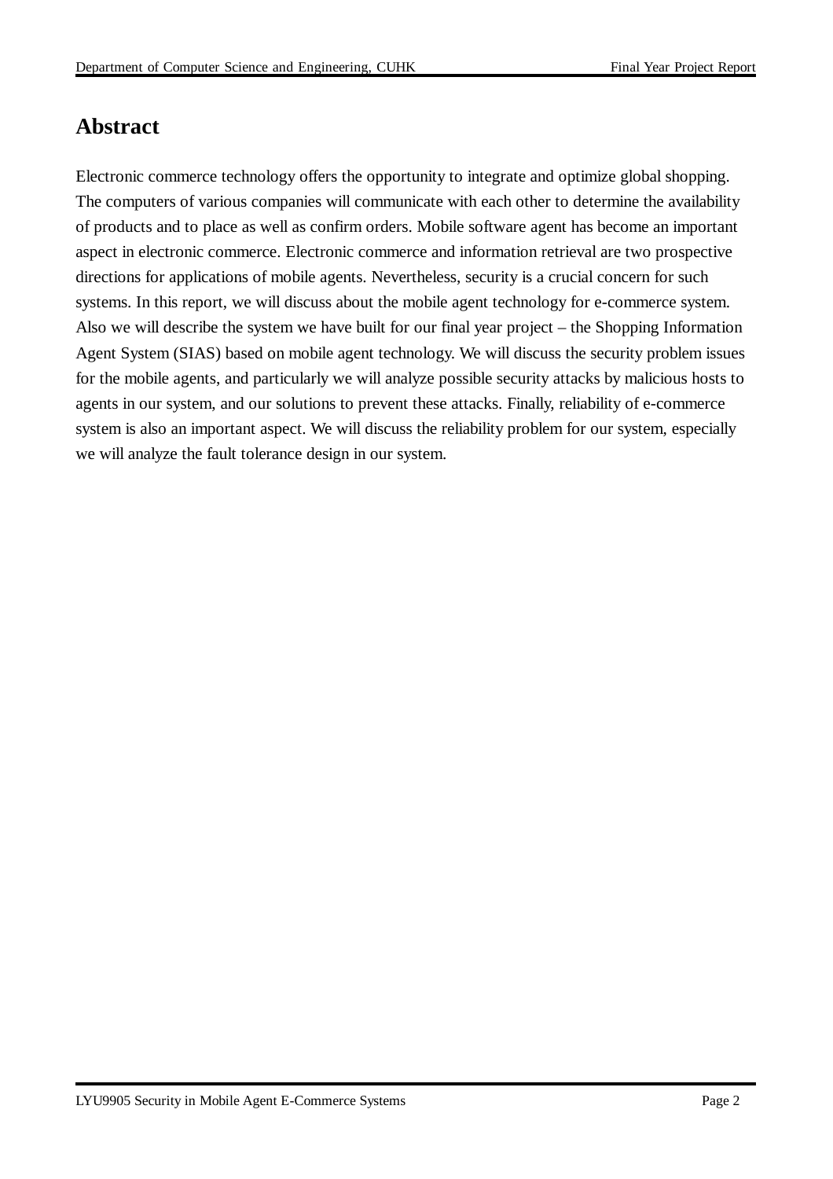# Abstract

Electronic commerce technology offers the opportunity to integrate and optimize global shopping. The computers of various companies will communicate with each other to determine the availability of products and to place as well as confirm orders. Mobile software agent has become an important aspect in electronic commerce. Electronic commerce and information retrieval are two prospective directions for applications of mobile agents. Nevertheless, security is a crucial concern for such systems. In this report, we will discuss about the mobile agent technology for e-commerce system. Also we will describe the system we have built for our final year project – the Shopping Information Agent System (SIAS) based on mobile agent technology. We will discuss the security problem issues for the mobile agents, and particularly we will analyze possible security attacks by malicious hosts to agents in our system, and our solutions to prevent these attacks. Finally, reliability of e-commerce system is also an important aspect. We will discuss the reliability problem for our system, especially we will analyze the fault tolerance design in our system.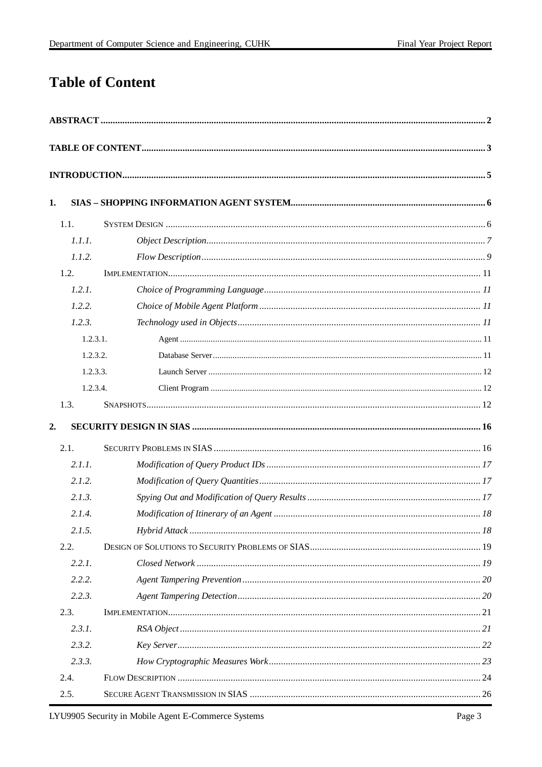# Table of Content

**ABSTRACT** .......... **2**

**TABLE OF CONTENT** .......... **3**

**INTRODUCTION** .......... **5**

**1. SIAS – SHOPPING INFORMATION AGENT SYSTEM** .......... **6**

- 1.1. SYSTEM DESIGN .......... 6
  - *1.1.1. Object Description* .......... *7*
  - *1.1.2. Flow Description* .......... *9*
- 1.2. IMPLEMENTATION .......... 11
  - *1.2.1. Choice of Programming Language* .......... *11*
  - *1.2.2. Choice of Mobile Agent Platform* .......... *11*
  - *1.2.3. Technology used in Objects* .......... *11*
    - 1.2.3.1. Agent .......... 11
    - 1.2.3.2. Database Server .......... 11
    - 1.2.3.3. Launch Server .......... 12
    - 1.2.3.4. Client Program .......... 12
- 1.3. SNAPSHOTS .......... 12

**2. SECURITY DESIGN IN SIAS** .......... **16**

- 2.1. SECURITY PROBLEMS IN SIAS .......... 16
  - *2.1.1. Modification of Query Product IDs* .......... *17*
  - *2.1.2. Modification of Query Quantities* .......... *17*
  - *2.1.3. Spying Out and Modification of Query Results* .......... *17*
  - *2.1.4. Modification of Itinerary of an Agent* .......... *18*
  - *2.1.5. Hybrid Attack* .......... *18*
- 2.2. DESIGN OF SOLUTIONS TO SECURITY PROBLEMS OF SIAS .......... 19
  - *2.2.1. Closed Network* .......... *19*
  - *2.2.2. Agent Tampering Prevention* .......... *20*
  - *2.2.3. Agent Tampering Detection* .......... *20*
- 2.3. IMPLEMENTATION .......... 21
  - *2.3.1. RSA Object* .......... *21*
  - *2.3.2. Key Server* .......... *22*
  - *2.3.3. How Cryptographic Measures Work* .......... *23*
- 2.4. FLOW DESCRIPTION .......... 24
- 2.5. SECURE AGENT TRANSMISSION IN SIAS .......... 26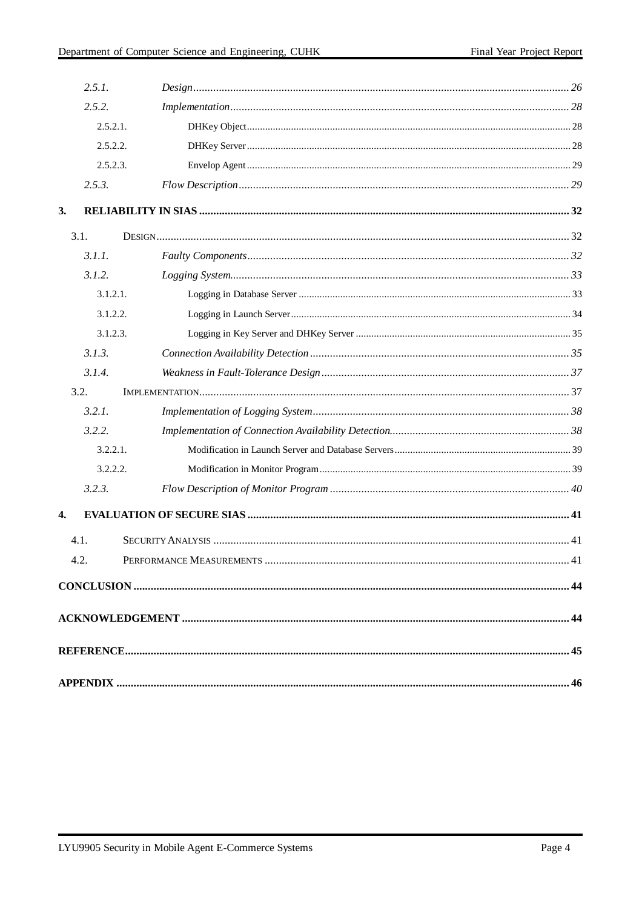- *2.5.1. Design* ........ 26
- *2.5.2. Implementation* ........ 28
  - 2.5.2.1. DHKey Object ........ 28
  - 2.5.2.2. DHKey Server ........ 28
  - 2.5.2.3. Envelop Agent ........ 29
- *2.5.3. Flow Description* ........ 29

**3. RELIABILITY IN SIAS** ........ **32**

- 3.1. DESIGN ........ 32
  - *3.1.1. Faulty Components* ........ 32
  - *3.1.2. Logging System* ........ 33
    - 3.1.2.1. Logging in Database Server ........ 33
    - 3.1.2.2. Logging in Launch Server ........ 34
    - 3.1.2.3. Logging in Key Server and DHKey Server ........ 35
  - *3.1.3. Connection Availability Detection* ........ 35
  - *3.1.4. Weakness in Fault-Tolerance Design* ........ 37
- 3.2. IMPLEMENTATION ........ 37
  - *3.2.1. Implementation of Logging System* ........ 38
  - *3.2.2. Implementation of Connection Availability Detection* ........ 38
    - 3.2.2.1. Modification in Launch Server and Database Servers ........ 39
    - 3.2.2.2. Modification in Monitor Program ........ 39
  - *3.2.3. Flow Description of Monitor Program* ........ 40

**4. EVALUATION OF SECURE SIAS** ........ **41**

- 4.1. SECURITY ANALYSIS ........ 41
- 4.2. PERFORMANCE MEASUREMENTS ........ 41

**CONCLUSION** ........ **44**

**ACKNOWLEDGEMENT** ........ **44**

**REFERENCE** ........ **45**

**APPENDIX** ........ **46**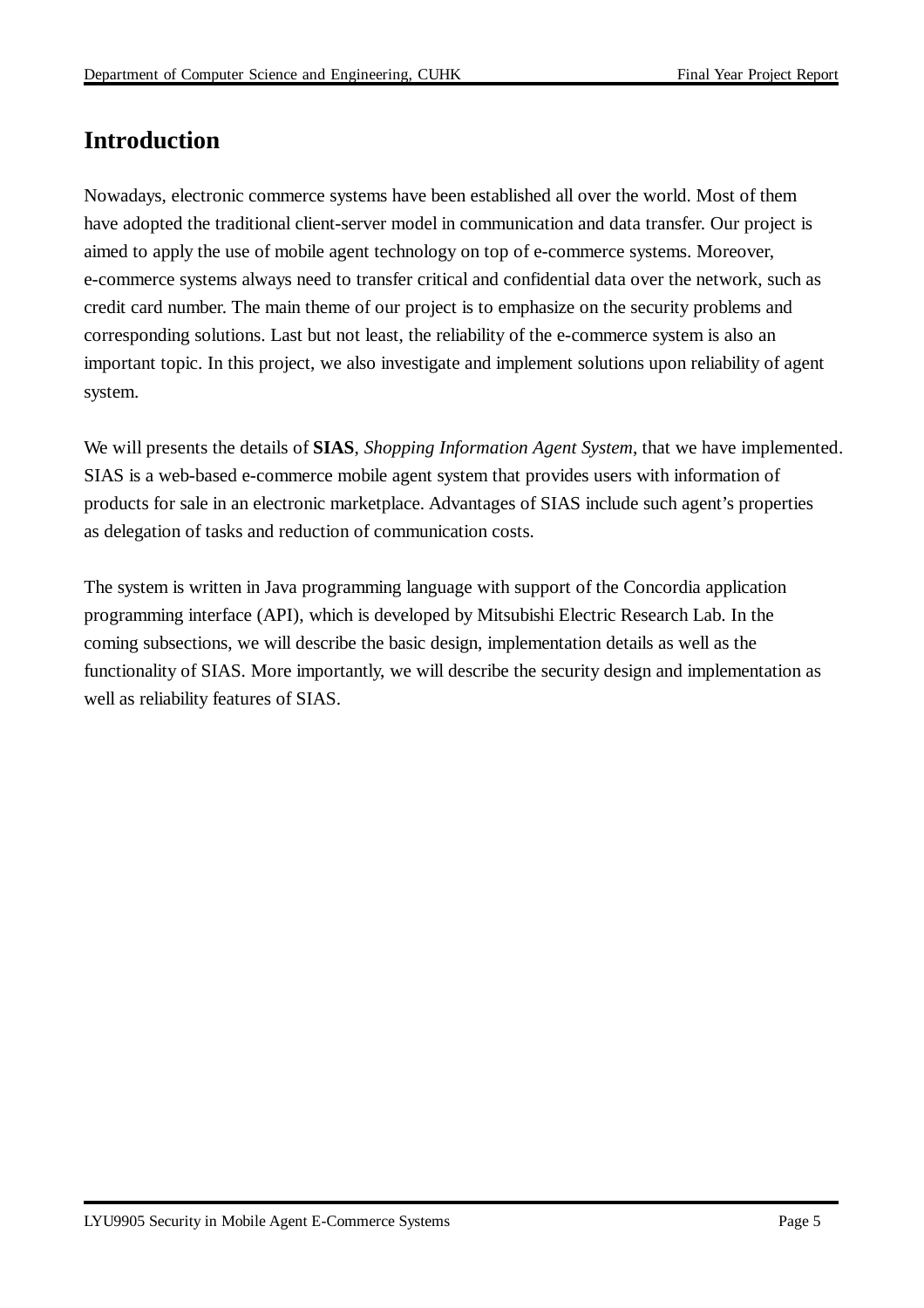# Introduction

Nowadays, electronic commerce systems have been established all over the world. Most of them have adopted the traditional client-server model in communication and data transfer. Our project is aimed to apply the use of mobile agent technology on top of e-commerce systems. Moreover, e-commerce systems always need to transfer critical and confidential data over the network, such as credit card number. The main theme of our project is to emphasize on the security problems and corresponding solutions. Last but not least, the reliability of the e-commerce system is also an important topic. In this project, we also investigate and implement solutions upon reliability of agent system.

We will presents the details of **SIAS**, *Shopping Information Agent System*, that we have implemented. SIAS is a web-based e-commerce mobile agent system that provides users with information of products for sale in an electronic marketplace. Advantages of SIAS include such agent's properties as delegation of tasks and reduction of communication costs.

The system is written in Java programming language with support of the Concordia application programming interface (API), which is developed by Mitsubishi Electric Research Lab. In the coming subsections, we will describe the basic design, implementation details as well as the functionality of SIAS. More importantly, we will describe the security design and implementation as well as reliability features of SIAS.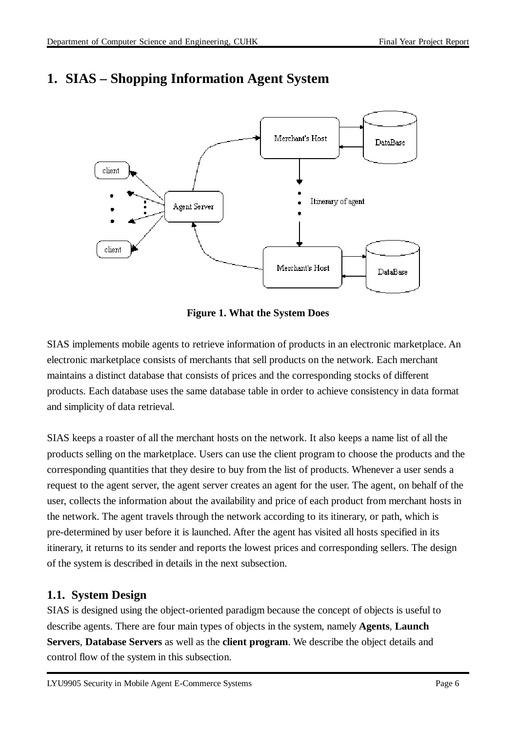# 1. SIAS – Shopping Information Agent System

**Figure 1. What the System Does**

SIAS implements mobile agents to retrieve information of products in an electronic marketplace. An electronic marketplace consists of merchants that sell products on the network. Each merchant maintains a distinct database that consists of prices and the corresponding stocks of different products. Each database uses the same database table in order to achieve consistency in data format and simplicity of data retrieval.

SIAS keeps a roaster of all the merchant hosts on the network. It also keeps a name list of all the products selling on the marketplace. Users can use the client program to choose the products and the corresponding quantities that they desire to buy from the list of products. Whenever a user sends a request to the agent server, the agent server creates an agent for the user. The agent, on behalf of the user, collects the information about the availability and price of each product from merchant hosts in the network. The agent travels through the network according to its itinerary, or path, which is pre-determined by user before it is launched. After the agent has visited all hosts specified in its itinerary, it returns to its sender and reports the lowest prices and corresponding sellers. The design of the system is described in details in the next subsection.

## 1.1. System Design

SIAS is designed using the object-oriented paradigm because the concept of objects is useful to describe agents. There are four main types of objects in the system, namely **Agents**, **Launch Servers**, **Database Servers** as well as the **client program**. We describe the object details and control flow of the system in this subsection.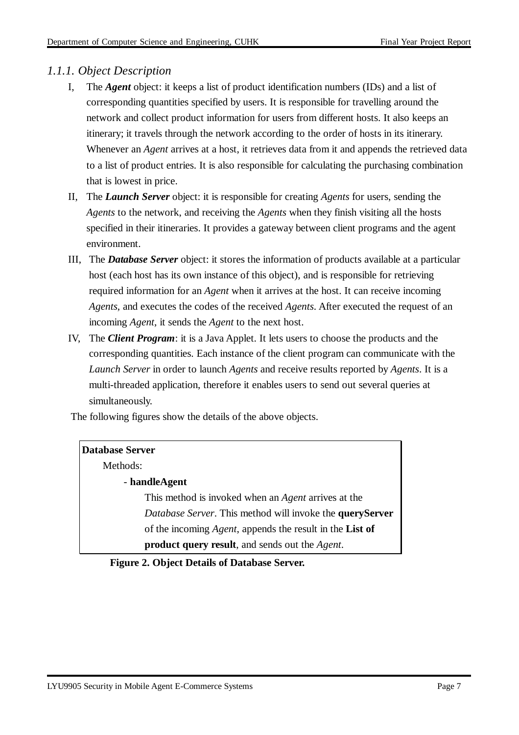### *1.1.1. Object Description*

I, The ***Agent*** object: it keeps a list of product identification numbers (IDs) and a list of corresponding quantities specified by users. It is responsible for travelling around the network and collect product information for users from different hosts. It also keeps an itinerary; it travels through the network according to the order of hosts in its itinerary. Whenever an *Agent* arrives at a host, it retrieves data from it and appends the retrieved data to a list of product entries. It is also responsible for calculating the purchasing combination that is lowest in price.

II, The ***Launch Server*** object: it is responsible for creating *Agents* for users, sending the *Agents* to the network, and receiving the *Agents* when they finish visiting all the hosts specified in their itineraries. It provides a gateway between client programs and the agent environment.

III, The ***Database Server*** object: it stores the information of products available at a particular host (each host has its own instance of this object), and is responsible for retrieving required information for an *Agent* when it arrives at the host. It can receive incoming *Agents*, and executes the codes of the received *Agents*. After executed the request of an incoming *Agent*, it sends the *Agent* to the next host.

IV, The ***Client Program***: it is a Java Applet. It lets users to choose the products and the corresponding quantities. Each instance of the client program can communicate with the *Launch Server* in order to launch *Agents* and receive results reported by *Agents*. It is a multi-threaded application, therefore it enables users to send out several queries at simultaneously.

The following figures show the details of the above objects.

**Database Server**

Methods:

- **handleAgent**

  This method is invoked when an *Agent* arrives at the *Database Server*. This method will invoke the **queryServer** of the incoming *Agent*, appends the result in the **List of product query result**, and sends out the *Agent*.

**Figure 2. Object Details of Database Server.**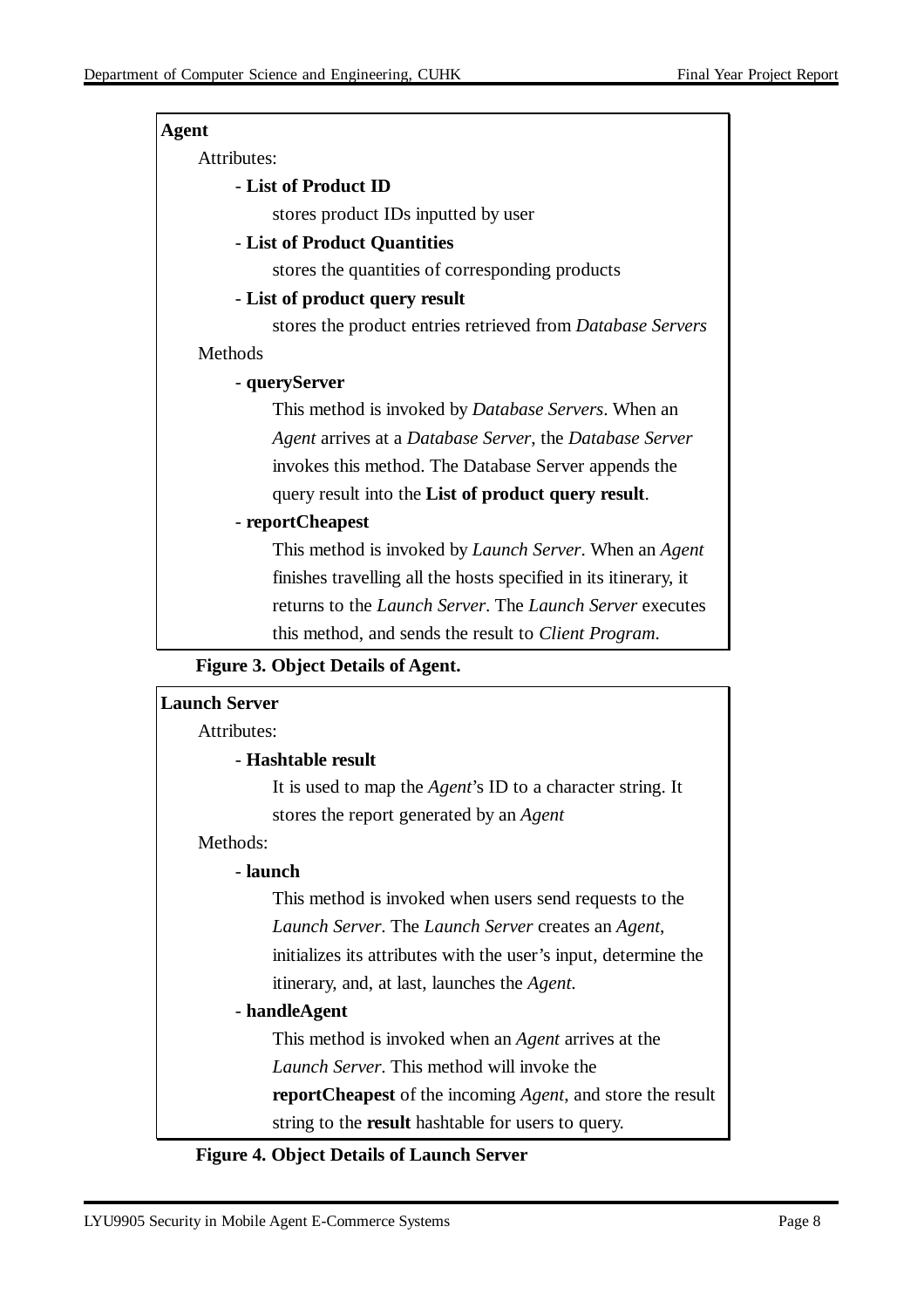**Agent**

Attributes:

- **List of Product ID**

  stores product IDs inputted by user

- **List of Product Quantities**

  stores the quantities of corresponding products

- **List of product query result**

  stores the product entries retrieved from *Database Servers*

Methods

- **queryServer**

  This method is invoked by *Database Servers*. When an *Agent* arrives at a *Database Server*, the *Database Server* invokes this method. The Database Server appends the query result into the **List of product query result**.

- **reportCheapest**

  This method is invoked by *Launch Server*. When an *Agent* finishes travelling all the hosts specified in its itinerary, it returns to the *Launch Server*. The *Launch Server* executes this method, and sends the result to *Client Program*.

**Figure 3. Object Details of Agent.**

**Launch Server**

Attributes:

- **Hashtable result**

  It is used to map the *Agent*'s ID to a character string. It stores the report generated by an *Agent*

Methods:

- **launch**

  This method is invoked when users send requests to the *Launch Server*. The *Launch Server* creates an *Agent*, initializes its attributes with the user's input, determine the itinerary, and, at last, launches the *Agent*.

- **handleAgent**

  This method is invoked when an *Agent* arrives at the *Launch Server*. This method will invoke the **reportCheapest** of the incoming *Agent*, and store the result string to the **result** hashtable for users to query.

**Figure 4. Object Details of Launch Server**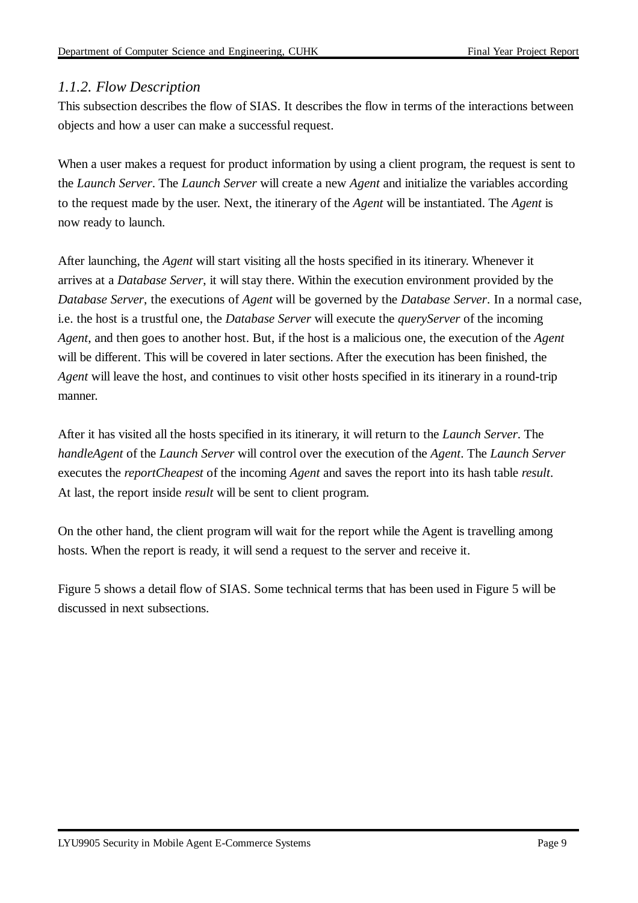### *1.1.2. Flow Description*

This subsection describes the flow of SIAS. It describes the flow in terms of the interactions between objects and how a user can make a successful request.

When a user makes a request for product information by using a client program, the request is sent to the *Launch Server*. The *Launch Server* will create a new *Agent* and initialize the variables according to the request made by the user. Next, the itinerary of the *Agent* will be instantiated. The *Agent* is now ready to launch.

After launching, the *Agent* will start visiting all the hosts specified in its itinerary. Whenever it arrives at a *Database Server*, it will stay there. Within the execution environment provided by the *Database Server*, the executions of *Agent* will be governed by the *Database Server*. In a normal case, i.e. the host is a trustful one, the *Database Server* will execute the *queryServer* of the incoming *Agent*, and then goes to another host. But, if the host is a malicious one, the execution of the *Agent* will be different. This will be covered in later sections. After the execution has been finished, the *Agent* will leave the host, and continues to visit other hosts specified in its itinerary in a round-trip manner.

After it has visited all the hosts specified in its itinerary, it will return to the *Launch Server*. The *handleAgent* of the *Launch Server* will control over the execution of the *Agent*. The *Launch Server* executes the *reportCheapest* of the incoming *Agent* and saves the report into its hash table *result*. At last, the report inside *result* will be sent to client program.

On the other hand, the client program will wait for the report while the Agent is travelling among hosts. When the report is ready, it will send a request to the server and receive it.

Figure 5 shows a detail flow of SIAS. Some technical terms that has been used in Figure 5 will be discussed in next subsections.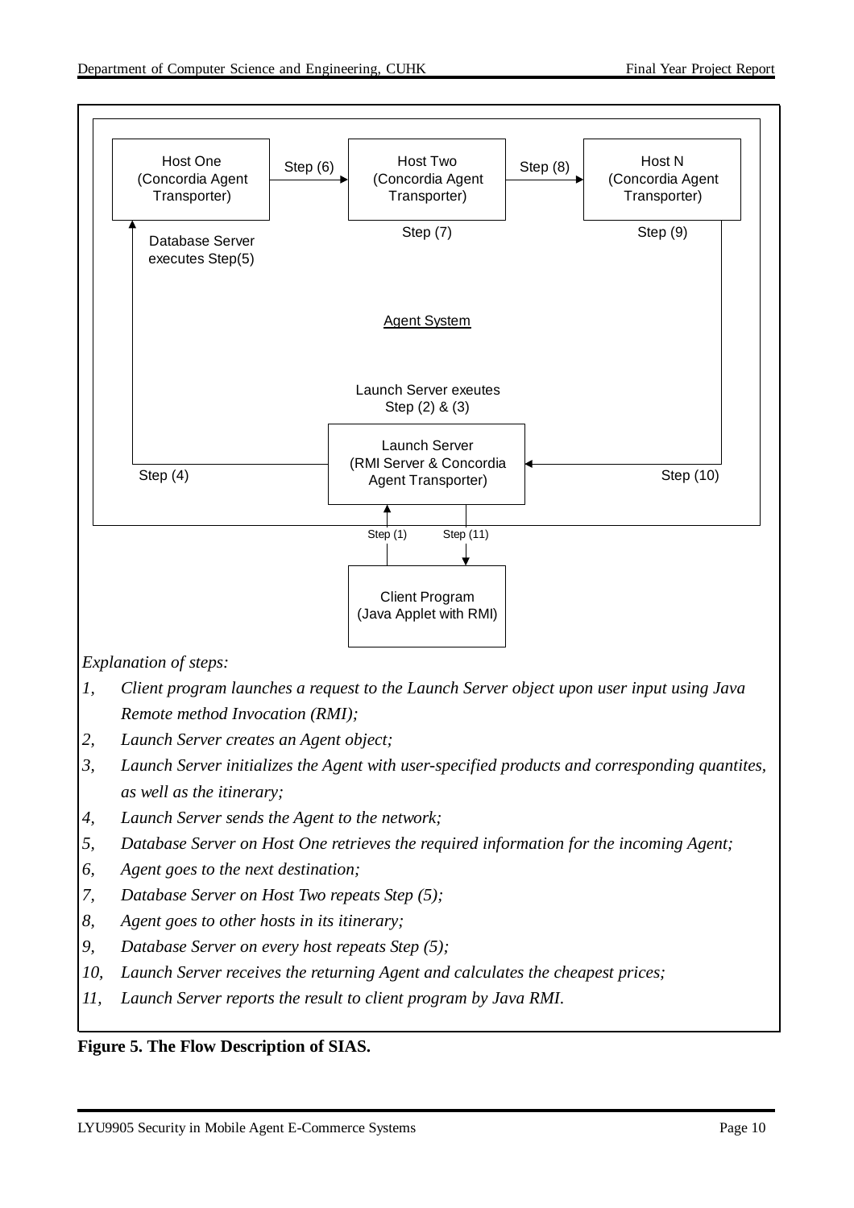Host One (Concordia Agent Transporter)

Step (6)

Host Two (Concordia Agent Transporter)

Step (8)

Host N (Concordia Agent Transporter)

Database Server executes Step(5)

Step (7)

Step (9)

Agent System

Launch Server exeutes Step (2) & (3)

Step (4)

Launch Server (RMI Server & Concordia Agent Transporter)

Step (10)

Step (1)

Step (11)

Client Program (Java Applet with RMI)

*Explanation of steps:*

1. *Client program launches a request to the Launch Server object upon user input using Java Remote method Invocation (RMI);*
2. *Launch Server creates an Agent object;*
3. *Launch Server initializes the Agent with user-specified products and corresponding quantites, as well as the itinerary;*
4. *Launch Server sends the Agent to the network;*
5. *Database Server on Host One retrieves the required information for the incoming Agent;*
6. *Agent goes to the next destination;*
7. *Database Server on Host Two repeats Step (5);*
8. *Agent goes to other hosts in its itinerary;*
9. *Database Server on every host repeats Step (5);*
10. *Launch Server receives the returning Agent and calculates the cheapest prices;*
11. *Launch Server reports the result to client program by Java RMI.*

**Figure 5. The Flow Description of SIAS.**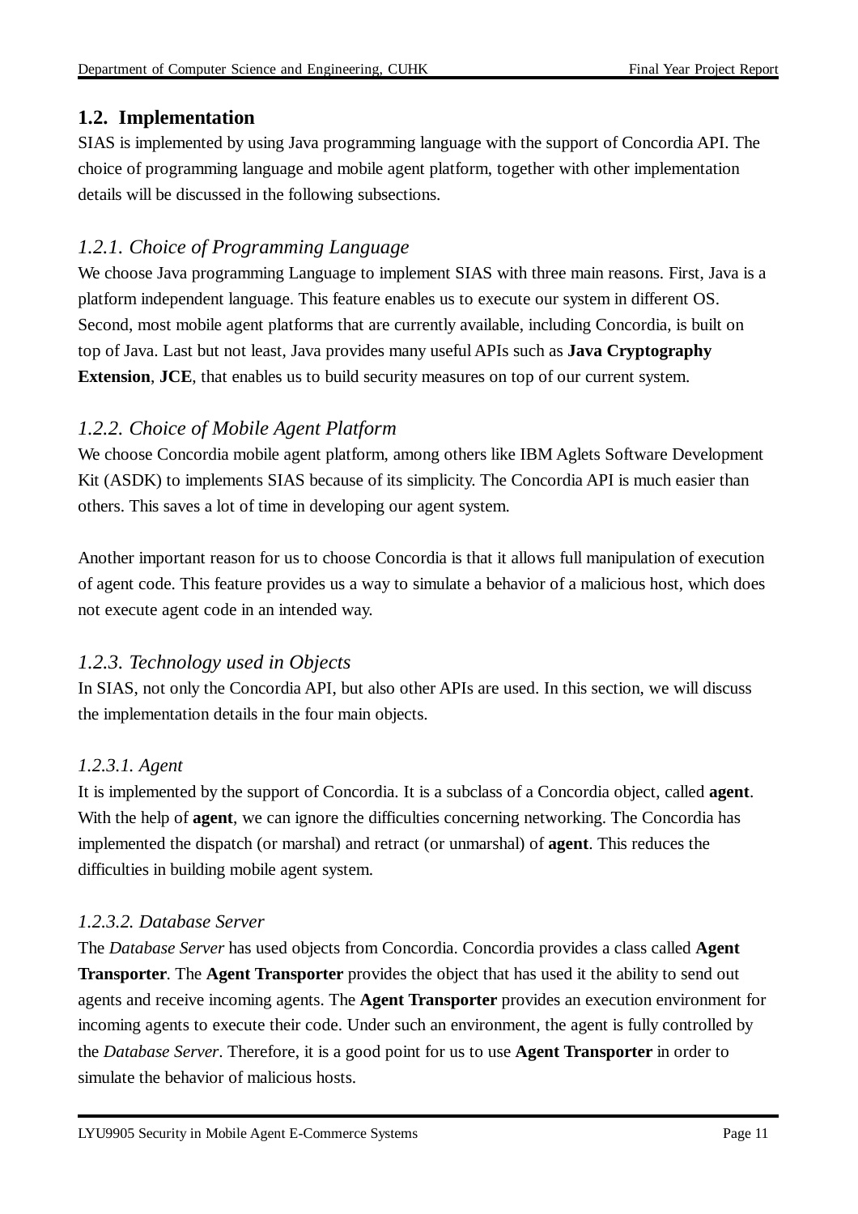## 1.2. Implementation

SIAS is implemented by using Java programming language with the support of Concordia API. The choice of programming language and mobile agent platform, together with other implementation details will be discussed in the following subsections.

### *1.2.1. Choice of Programming Language*

We choose Java programming Language to implement SIAS with three main reasons. First, Java is a platform independent language. This feature enables us to execute our system in different OS. Second, most mobile agent platforms that are currently available, including Concordia, is built on top of Java. Last but not least, Java provides many useful APIs such as **Java Cryptography Extension**, **JCE**, that enables us to build security measures on top of our current system.

### *1.2.2. Choice of Mobile Agent Platform*

We choose Concordia mobile agent platform, among others like IBM Aglets Software Development Kit (ASDK) to implements SIAS because of its simplicity. The Concordia API is much easier than others. This saves a lot of time in developing our agent system.

Another important reason for us to choose Concordia is that it allows full manipulation of execution of agent code. This feature provides us a way to simulate a behavior of a malicious host, which does not execute agent code in an intended way.

### *1.2.3. Technology used in Objects*

In SIAS, not only the Concordia API, but also other APIs are used. In this section, we will discuss the implementation details in the four main objects.

#### *1.2.3.1. Agent*

It is implemented by the support of Concordia. It is a subclass of a Concordia object, called **agent**. With the help of **agent**, we can ignore the difficulties concerning networking. The Concordia has implemented the dispatch (or marshal) and retract (or unmarshal) of **agent**. This reduces the difficulties in building mobile agent system.

#### *1.2.3.2. Database Server*

The *Database Server* has used objects from Concordia. Concordia provides a class called **Agent Transporter**. The **Agent Transporter** provides the object that has used it the ability to send out agents and receive incoming agents. The **Agent Transporter** provides an execution environment for incoming agents to execute their code. Under such an environment, the agent is fully controlled by the *Database Server*. Therefore, it is a good point for us to use **Agent Transporter** in order to simulate the behavior of malicious hosts.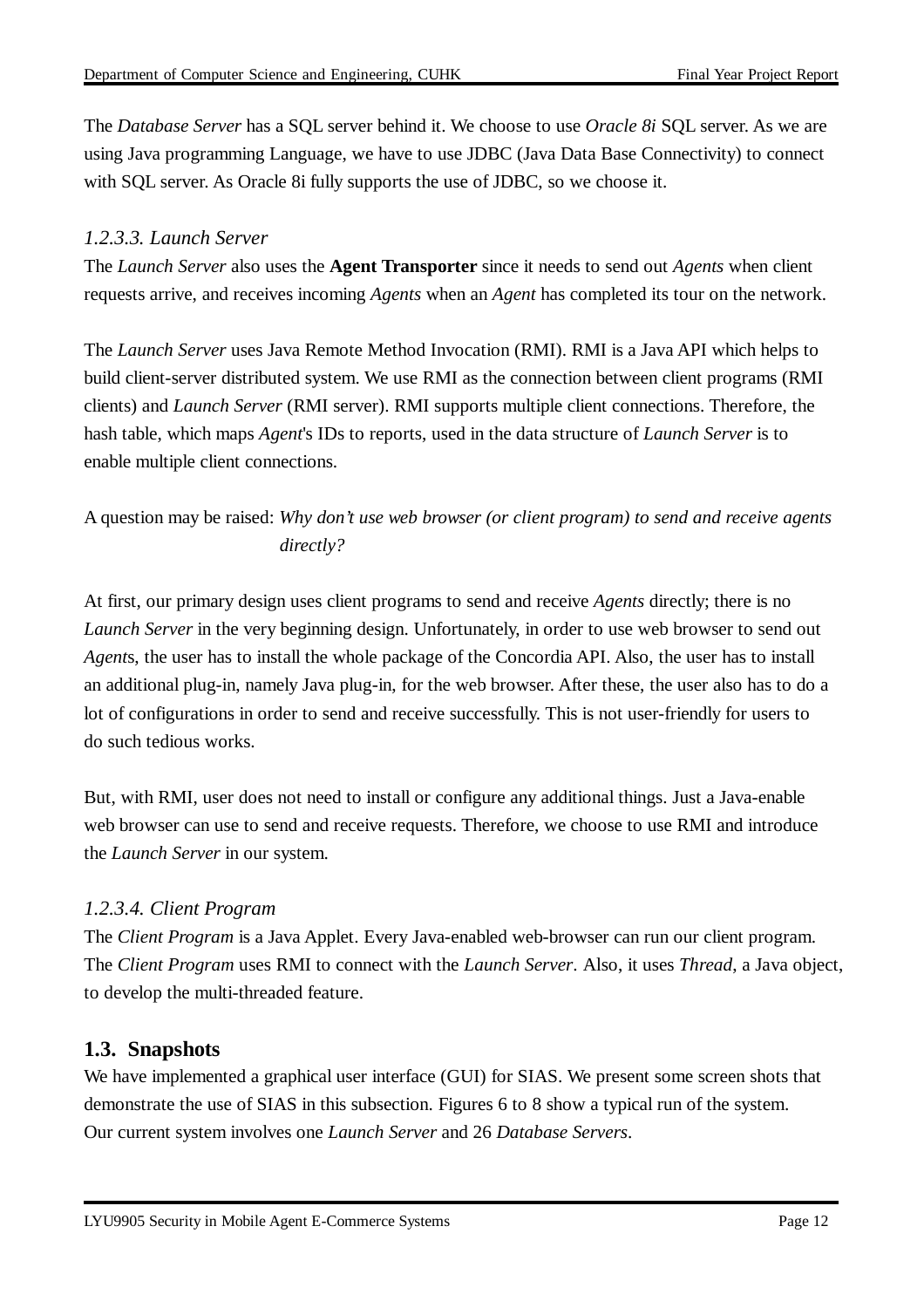The *Database Server* has a SQL server behind it. We choose to use *Oracle 8i* SQL server. As we are using Java programming Language, we have to use JDBC (Java Data Base Connectivity) to connect with SQL server. As Oracle 8i fully supports the use of JDBC, so we choose it.

#### *1.2.3.3. Launch Server*

The *Launch Server* also uses the **Agent Transporter** since it needs to send out *Agents* when client requests arrive, and receives incoming *Agents* when an *Agent* has completed its tour on the network.

The *Launch Server* uses Java Remote Method Invocation (RMI). RMI is a Java API which helps to build client-server distributed system. We use RMI as the connection between client programs (RMI clients) and *Launch Server* (RMI server). RMI supports multiple client connections. Therefore, the hash table, which maps *Agent*'s IDs to reports, used in the data structure of *Launch Server* is to enable multiple client connections.

A question may be raised: *Why don't use web browser (or client program) to send and receive agents directly?*

At first, our primary design uses client programs to send and receive *Agents* directly; there is no *Launch Server* in the very beginning design. Unfortunately, in order to use web browser to send out *Agent*s, the user has to install the whole package of the Concordia API. Also, the user has to install an additional plug-in, namely Java plug-in, for the web browser. After these, the user also has to do a lot of configurations in order to send and receive successfully. This is not user-friendly for users to do such tedious works.

But, with RMI, user does not need to install or configure any additional things. Just a Java-enable web browser can use to send and receive requests. Therefore, we choose to use RMI and introduce the *Launch Server* in our system.

#### *1.2.3.4. Client Program*

The *Client Program* is a Java Applet. Every Java-enabled web-browser can run our client program. The *Client Program* uses RMI to connect with the *Launch Server*. Also, it uses *Thread*, a Java object, to develop the multi-threaded feature.

## 1.3. Snapshots

We have implemented a graphical user interface (GUI) for SIAS. We present some screen shots that demonstrate the use of SIAS in this subsection. Figures 6 to 8 show a typical run of the system. Our current system involves one *Launch Server* and 26 *Database Servers*.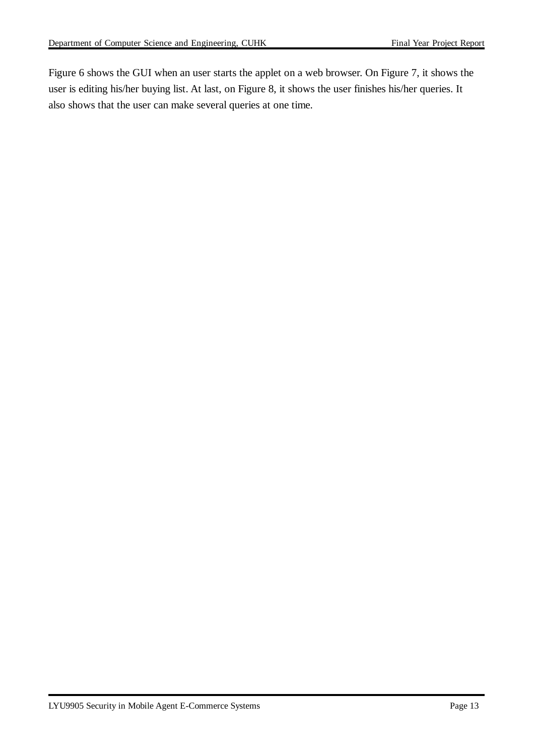Figure 6 shows the GUI when an user starts the applet on a web browser. On Figure 7, it shows the user is editing his/her buying list. At last, on Figure 8, it shows the user finishes his/her queries. It also shows that the user can make several queries at one time.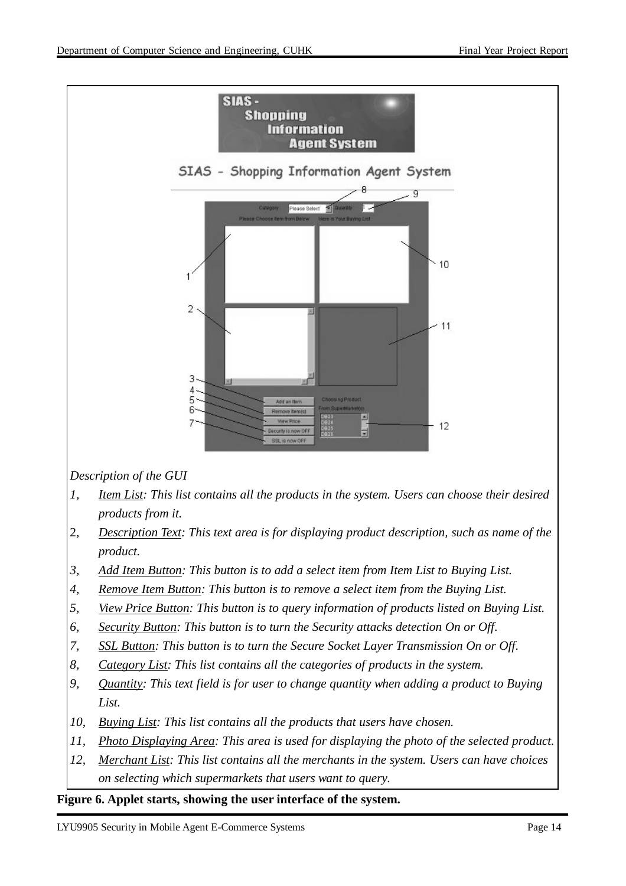*Description of the GUI*

1, *Item List: This list contains all the products in the system. Users can choose their desired products from it.*
2, *Description Text: This text area is for displaying product description, such as name of the product.*
3, *Add Item Button: This button is to add a select item from Item List to Buying List.*
4, *Remove Item Button: This button is to remove a select item from the Buying List.*
5, *View Price Button: This button is to query information of products listed on Buying List.*
6, *Security Button: This button is to turn the Security attacks detection On or Off.*
7, *SSL Button: This button is to turn the Secure Socket Layer Transmission On or Off.*
8, *Category List: This list contains all the categories of products in the system.*
9, *Quantity: This text field is for user to change quantity when adding a product to Buying List.*
10, *Buying List: This list contains all the products that users have chosen.*
11, *Photo Displaying Area: This area is used for displaying the photo of the selected product.*
12, *Merchant List: This list contains all the merchants in the system. Users can have choices on selecting which supermarkets that users want to query.*

**Figure 6. Applet starts, showing the user interface of the system.**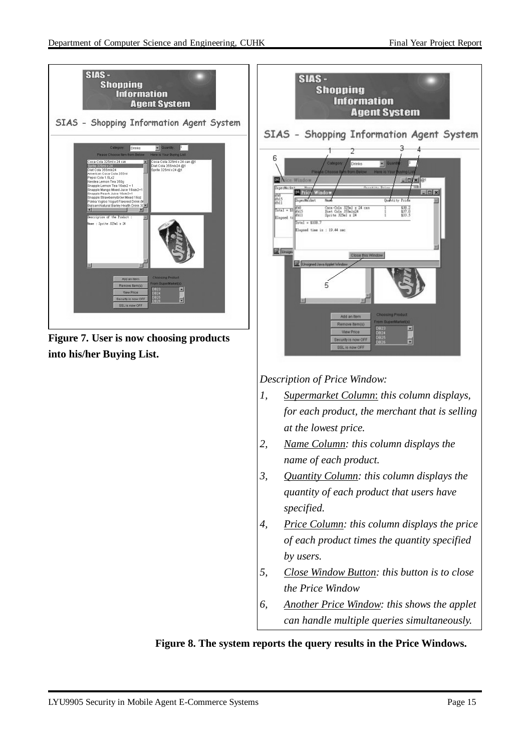**Figure 7. User is now choosing products into his/her Buying List.**

*Description of Price Window:*

1, *Supermarket Column: this column displays, for each product, the merchant that is selling at the lowest price.*
2, *Name Column: this column displays the name of each product.*
3, *Quantity Column: this column displays the quantity of each product that users have specified.*
4, *Price Column: this column displays the price of each product times the quantity specified by users.*
5, *Close Window Button: this button is to close the Price Window*
6, *Another Price Window: this shows the applet can handle multiple queries simultaneously.*

**Figure 8. The system reports the query results in the Price Windows.**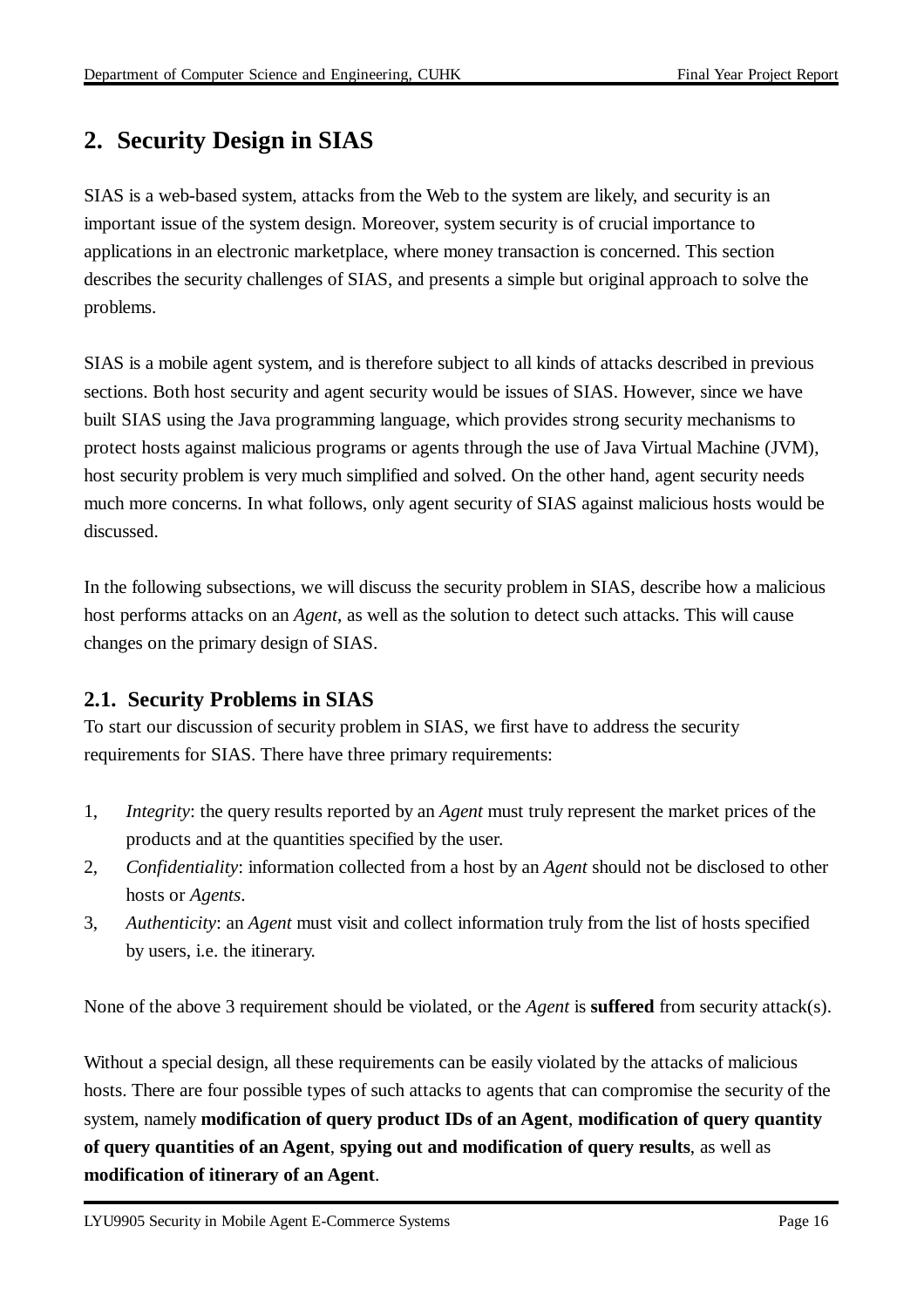# 2. Security Design in SIAS

SIAS is a web-based system, attacks from the Web to the system are likely, and security is an important issue of the system design. Moreover, system security is of crucial importance to applications in an electronic marketplace, where money transaction is concerned. This section describes the security challenges of SIAS, and presents a simple but original approach to solve the problems.

SIAS is a mobile agent system, and is therefore subject to all kinds of attacks described in previous sections. Both host security and agent security would be issues of SIAS. However, since we have built SIAS using the Java programming language, which provides strong security mechanisms to protect hosts against malicious programs or agents through the use of Java Virtual Machine (JVM), host security problem is very much simplified and solved. On the other hand, agent security needs much more concerns. In what follows, only agent security of SIAS against malicious hosts would be discussed.

In the following subsections, we will discuss the security problem in SIAS, describe how a malicious host performs attacks on an *Agent*, as well as the solution to detect such attacks. This will cause changes on the primary design of SIAS.

## 2.1. Security Problems in SIAS

To start our discussion of security problem in SIAS, we first have to address the security requirements for SIAS. There have three primary requirements:

1, *Integrity*: the query results reported by an *Agent* must truly represent the market prices of the products and at the quantities specified by the user.

2, *Confidentiality*: information collected from a host by an *Agent* should not be disclosed to other hosts or *Agents*.

3, *Authenticity*: an *Agent* must visit and collect information truly from the list of hosts specified by users, i.e. the itinerary.

None of the above 3 requirement should be violated, or the *Agent* is **suffered** from security attack(s).

Without a special design, all these requirements can be easily violated by the attacks of malicious hosts. There are four possible types of such attacks to agents that can compromise the security of the system, namely **modification of query product IDs of an Agent**, **modification of query quantity of query quantities of an Agent**, **spying out and modification of query results**, as well as **modification of itinerary of an Agent**.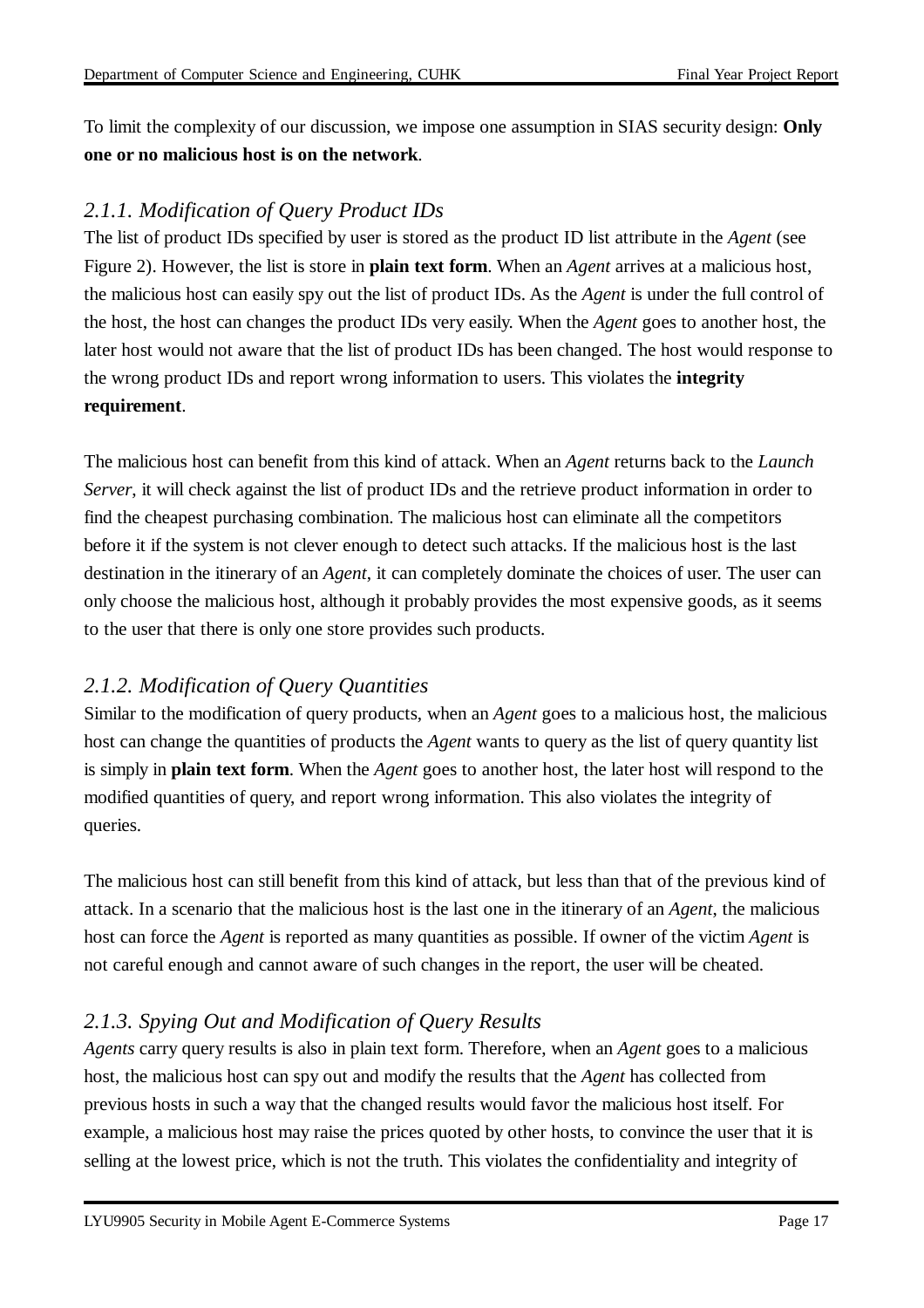To limit the complexity of our discussion, we impose one assumption in SIAS security design: **Only one or no malicious host is on the network**.

### *2.1.1. Modification of Query Product IDs*

The list of product IDs specified by user is stored as the product ID list attribute in the *Agent* (see Figure 2). However, the list is store in **plain text form**. When an *Agent* arrives at a malicious host, the malicious host can easily spy out the list of product IDs. As the *Agent* is under the full control of the host, the host can changes the product IDs very easily. When the *Agent* goes to another host, the later host would not aware that the list of product IDs has been changed. The host would response to the wrong product IDs and report wrong information to users. This violates the **integrity requirement**.

The malicious host can benefit from this kind of attack. When an *Agent* returns back to the *Launch Server*, it will check against the list of product IDs and the retrieve product information in order to find the cheapest purchasing combination. The malicious host can eliminate all the competitors before it if the system is not clever enough to detect such attacks. If the malicious host is the last destination in the itinerary of an *Agent*, it can completely dominate the choices of user. The user can only choose the malicious host, although it probably provides the most expensive goods, as it seems to the user that there is only one store provides such products.

### *2.1.2. Modification of Query Quantities*

Similar to the modification of query products, when an *Agent* goes to a malicious host, the malicious host can change the quantities of products the *Agent* wants to query as the list of query quantity list is simply in **plain text form**. When the *Agent* goes to another host, the later host will respond to the modified quantities of query, and report wrong information. This also violates the integrity of queries.

The malicious host can still benefit from this kind of attack, but less than that of the previous kind of attack. In a scenario that the malicious host is the last one in the itinerary of an *Agent*, the malicious host can force the *Agent* is reported as many quantities as possible. If owner of the victim *Agent* is not careful enough and cannot aware of such changes in the report, the user will be cheated.

### *2.1.3. Spying Out and Modification of Query Results*

*Agents* carry query results is also in plain text form. Therefore, when an *Agent* goes to a malicious host, the malicious host can spy out and modify the results that the *Agent* has collected from previous hosts in such a way that the changed results would favor the malicious host itself. For example, a malicious host may raise the prices quoted by other hosts, to convince the user that it is selling at the lowest price, which is not the truth. This violates the confidentiality and integrity of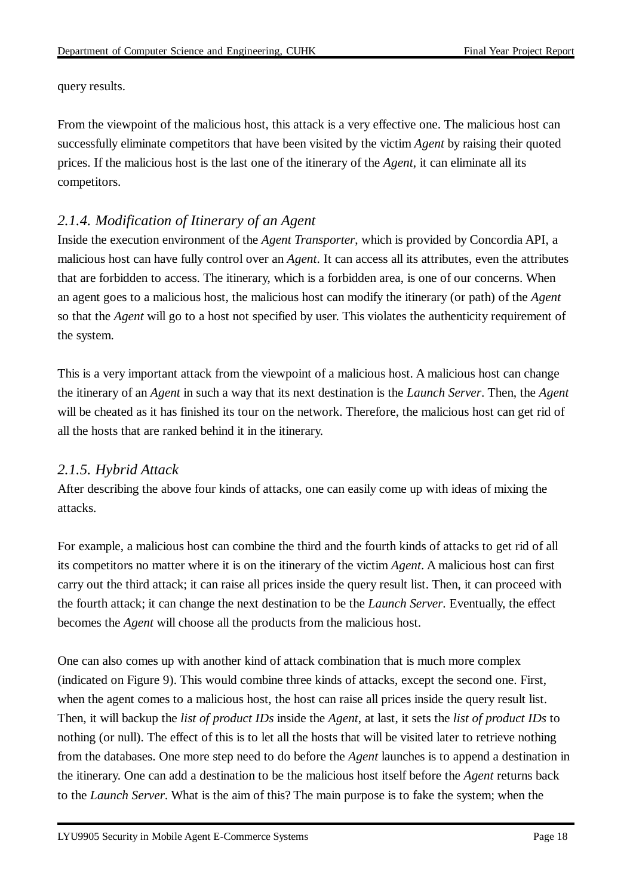query results.

From the viewpoint of the malicious host, this attack is a very effective one. The malicious host can successfully eliminate competitors that have been visited by the victim *Agent* by raising their quoted prices. If the malicious host is the last one of the itinerary of the *Agent*, it can eliminate all its competitors.

### *2.1.4. Modification of Itinerary of an Agent*

Inside the execution environment of the *Agent Transporter,* which is provided by Concordia API, a malicious host can have fully control over an *Agent*. It can access all its attributes, even the attributes that are forbidden to access. The itinerary, which is a forbidden area, is one of our concerns. When an agent goes to a malicious host, the malicious host can modify the itinerary (or path) of the *Agent* so that the *Agent* will go to a host not specified by user. This violates the authenticity requirement of the system.

This is a very important attack from the viewpoint of a malicious host. A malicious host can change the itinerary of an *Agent* in such a way that its next destination is the *Launch Server*. Then, the *Agent* will be cheated as it has finished its tour on the network. Therefore, the malicious host can get rid of all the hosts that are ranked behind it in the itinerary.

### *2.1.5. Hybrid Attack*

After describing the above four kinds of attacks, one can easily come up with ideas of mixing the attacks.

For example, a malicious host can combine the third and the fourth kinds of attacks to get rid of all its competitors no matter where it is on the itinerary of the victim *Agent*. A malicious host can first carry out the third attack; it can raise all prices inside the query result list. Then, it can proceed with the fourth attack; it can change the next destination to be the *Launch Server*. Eventually, the effect becomes the *Agent* will choose all the products from the malicious host.

One can also comes up with another kind of attack combination that is much more complex (indicated on Figure 9). This would combine three kinds of attacks, except the second one. First, when the agent comes to a malicious host, the host can raise all prices inside the query result list. Then, it will backup the *list of product IDs* inside the *Agent*, at last, it sets the *list of product IDs* to nothing (or null). The effect of this is to let all the hosts that will be visited later to retrieve nothing from the databases. One more step need to do before the *Agent* launches is to append a destination in the itinerary. One can add a destination to be the malicious host itself before the *Agent* returns back to the *Launch Server*. What is the aim of this? The main purpose is to fake the system; when the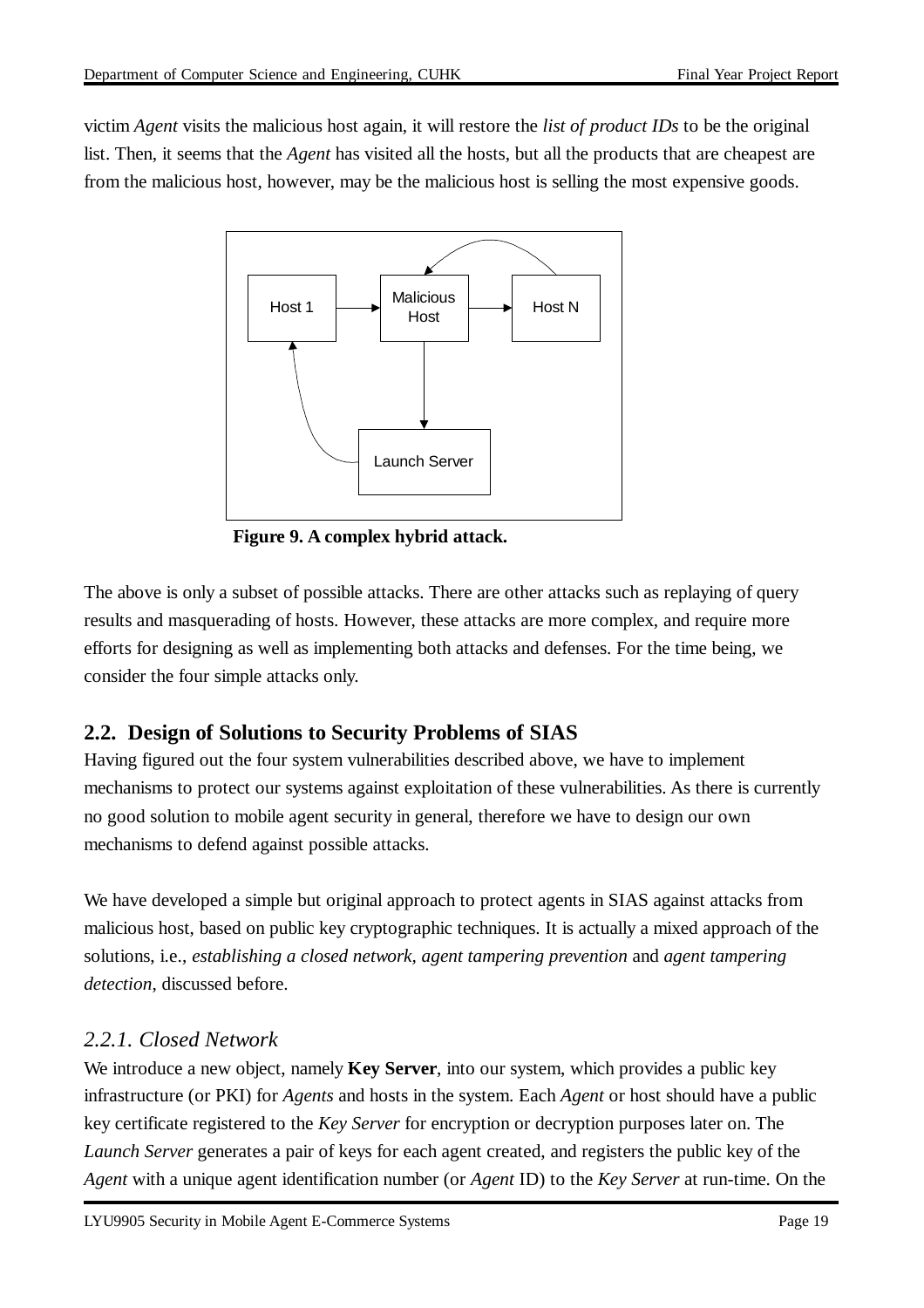victim *Agent* visits the malicious host again, it will restore the *list of product IDs* to be the original list. Then, it seems that the *Agent* has visited all the hosts, but all the products that are cheapest are from the malicious host, however, may be the malicious host is selling the most expensive goods.

**Figure 9. A complex hybrid attack.**

The above is only a subset of possible attacks. There are other attacks such as replaying of query results and masquerading of hosts. However, these attacks are more complex, and require more efforts for designing as well as implementing both attacks and defenses. For the time being, we consider the four simple attacks only.

## 2.2. Design of Solutions to Security Problems of SIAS

Having figured out the four system vulnerabilities described above, we have to implement mechanisms to protect our systems against exploitation of these vulnerabilities. As there is currently no good solution to mobile agent security in general, therefore we have to design our own mechanisms to defend against possible attacks.

We have developed a simple but original approach to protect agents in SIAS against attacks from malicious host, based on public key cryptographic techniques. It is actually a mixed approach of the solutions, i.e., *establishing a closed network, agent tampering prevention* and *agent tampering detection*, discussed before.

### *2.2.1. Closed Network*

We introduce a new object, namely **Key Server**, into our system, which provides a public key infrastructure (or PKI) for *Agents* and hosts in the system. Each *Agent* or host should have a public key certificate registered to the *Key Server* for encryption or decryption purposes later on. The *Launch Server* generates a pair of keys for each agent created, and registers the public key of the *Agent* with a unique agent identification number (or *Agent* ID) to the *Key Server* at run-time. On the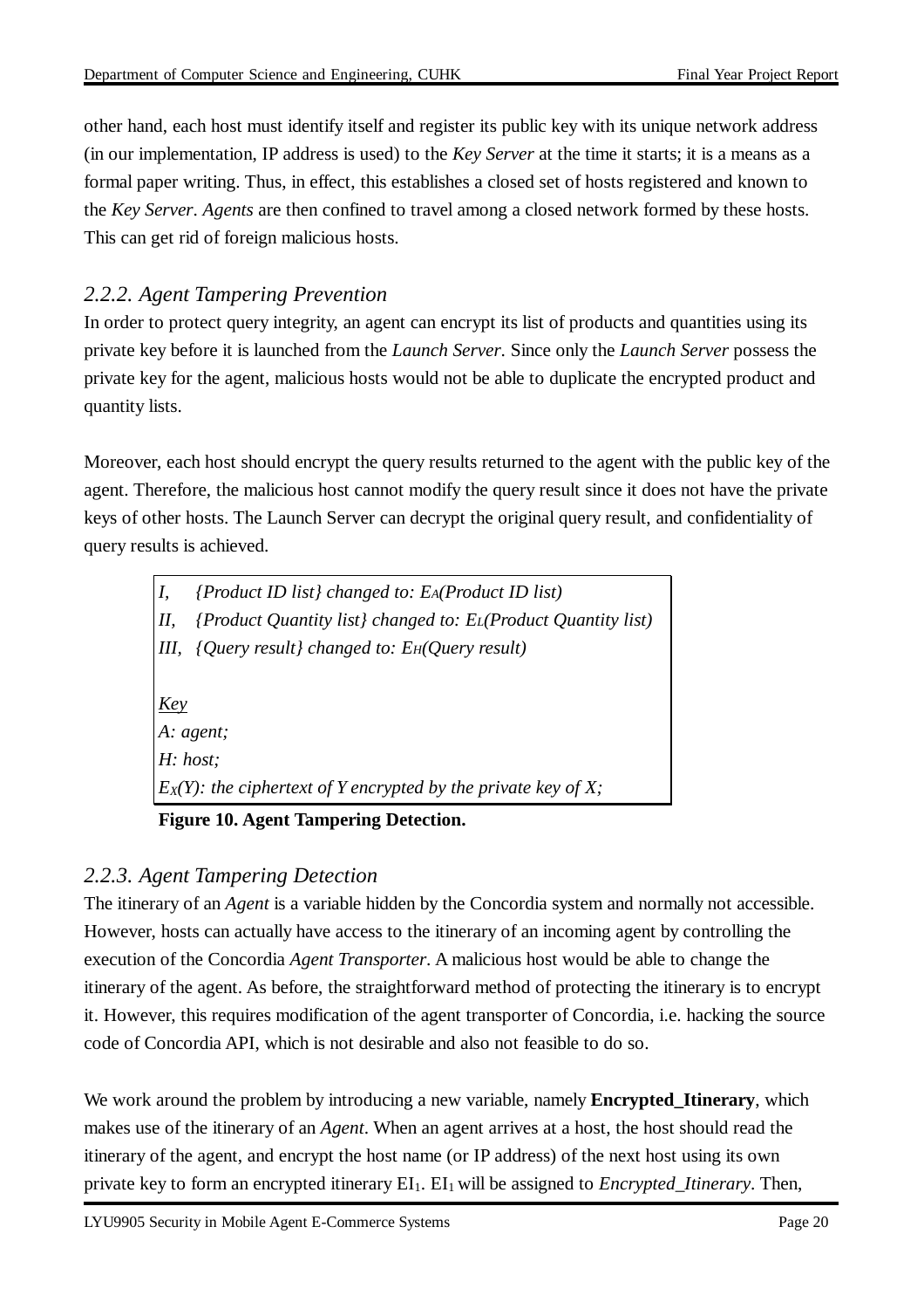other hand, each host must identify itself and register its public key with its unique network address (in our implementation, IP address is used) to the *Key Server* at the time it starts; it is a means as a formal paper writing. Thus, in effect, this establishes a closed set of hosts registered and known to the *Key Server*. *Agents* are then confined to travel among a closed network formed by these hosts. This can get rid of foreign malicious hosts.

### *2.2.2. Agent Tampering Prevention*

In order to protect query integrity, an agent can encrypt its list of products and quantities using its private key before it is launched from the *Launch Server.* Since only the *Launch Server* possess the private key for the agent, malicious hosts would not be able to duplicate the encrypted product and quantity lists.

Moreover, each host should encrypt the query results returned to the agent with the public key of the agent. Therefore, the malicious host cannot modify the query result since it does not have the private keys of other hosts. The Launch Server can decrypt the original query result, and confidentiality of query results is achieved.

*I, {Product ID list} changed to: $E_A$(Product ID list)*
*II, {Product Quantity list} changed to: $E_L$(Product Quantity list)*
*III, {Query result} changed to: $E_H$(Query result)*

*Key*
*A: agent;*
*H: host;*
*$E_X(Y)$: the ciphertext of Y encrypted by the private key of X;*

**Figure 10. Agent Tampering Detection.**

### *2.2.3. Agent Tampering Detection*

The itinerary of an *Agent* is a variable hidden by the Concordia system and normally not accessible. However, hosts can actually have access to the itinerary of an incoming agent by controlling the execution of the Concordia *Agent Transporter*. A malicious host would be able to change the itinerary of the agent. As before, the straightforward method of protecting the itinerary is to encrypt it. However, this requires modification of the agent transporter of Concordia, i.e. hacking the source code of Concordia API, which is not desirable and also not feasible to do so.

We work around the problem by introducing a new variable, namely **Encrypted_Itinerary**, which makes use of the itinerary of an *Agent*. When an agent arrives at a host, the host should read the itinerary of the agent, and encrypt the host name (or IP address) of the next host using its own private key to form an encrypted itinerary $EI_1$. $EI_1$ will be assigned to *Encrypted_Itinerary*. Then,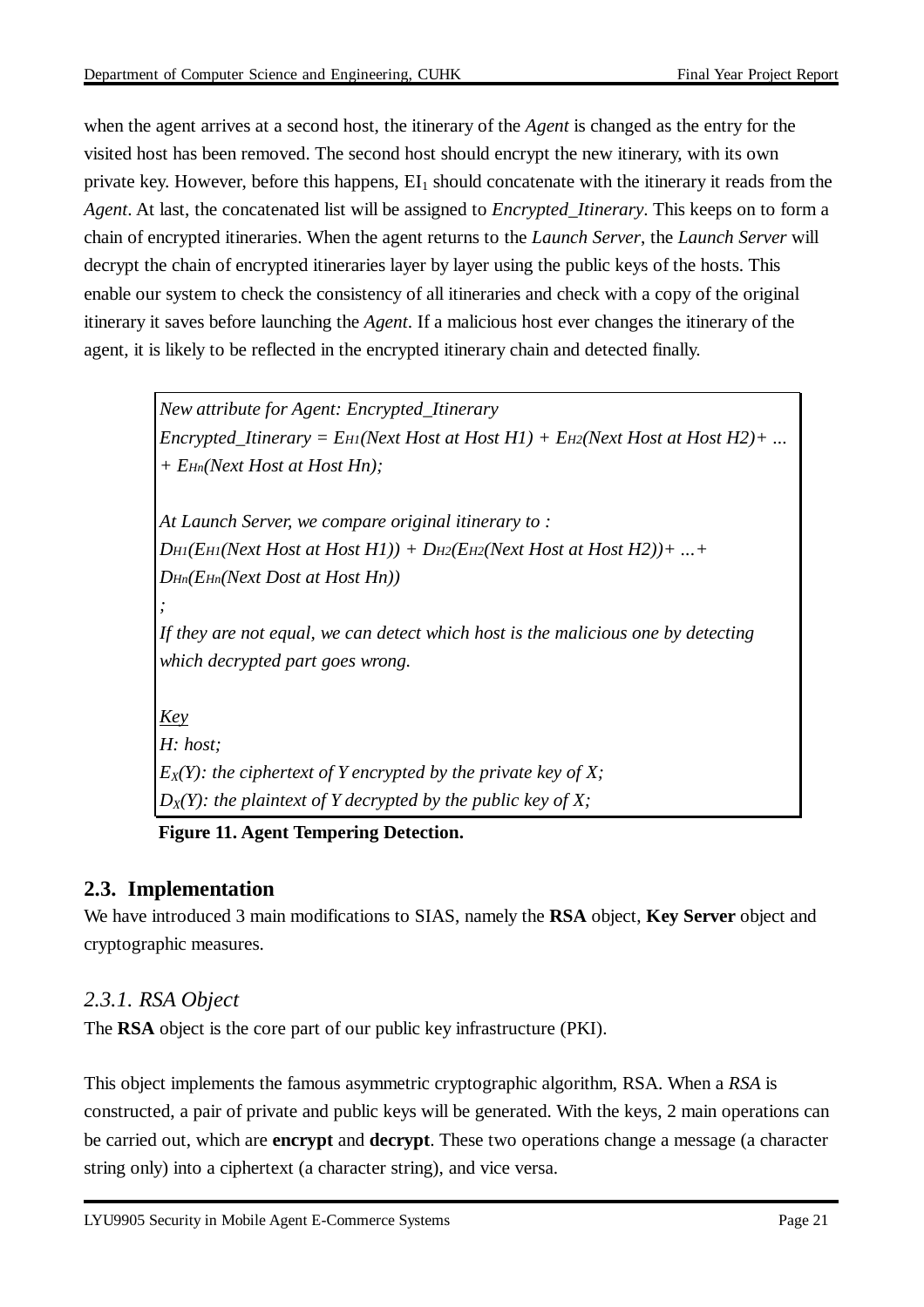when the agent arrives at a second host, the itinerary of the *Agent* is changed as the entry for the visited host has been removed. The second host should encrypt the new itinerary, with its own private key. However, before this happens, $EI_1$ should concatenate with the itinerary it reads from the *Agent*. At last, the concatenated list will be assigned to *Encrypted_Itinerary*. This keeps on to form a chain of encrypted itineraries. When the agent returns to the *Launch Server*, the *Launch Server* will decrypt the chain of encrypted itineraries layer by layer using the public keys of the hosts. This enable our system to check the consistency of all itineraries and check with a copy of the original itinerary it saves before launching the *Agent*. If a malicious host ever changes the itinerary of the agent, it is likely to be reflected in the encrypted itinerary chain and detected finally.

*New attribute for Agent: Encrypted_Itinerary*
*Encrypted_Itinerary =* $E_{H1}$*(Next Host at Host H1) +* $E_{H2}$*(Next Host at Host H2)+ … +* $E_{Hn}$*(Next Host at Host Hn);*

*At Launch Server, we compare original itinerary to :*
$D_{H1}$*(*$E_{H1}$*(Next Host at Host H1)) +* $D_{H2}$*(*$E_{H2}$*(Next Host at Host H2))+ …+* $D_{Hn}$*(*$E_{Hn}$*(Next Dost at Host Hn))*
*;*
*If they are not equal, we can detect which host is the malicious one by detecting which decrypted part goes wrong.*

*Key*
*H: host;*
$E_X(Y)$*: the ciphertext of Y encrypted by the private key of X;*
$D_X(Y)$*: the plaintext of Y decrypted by the public key of X;*

**Figure 11. Agent Tempering Detection.**

## 2.3. Implementation

We have introduced 3 main modifications to SIAS, namely the **RSA** object, **Key Server** object and cryptographic measures.

### *2.3.1. RSA Object*

The **RSA** object is the core part of our public key infrastructure (PKI).

This object implements the famous asymmetric cryptographic algorithm, RSA. When a *RSA* is constructed, a pair of private and public keys will be generated. With the keys, 2 main operations can be carried out, which are **encrypt** and **decrypt**. These two operations change a message (a character string only) into a ciphertext (a character string), and vice versa.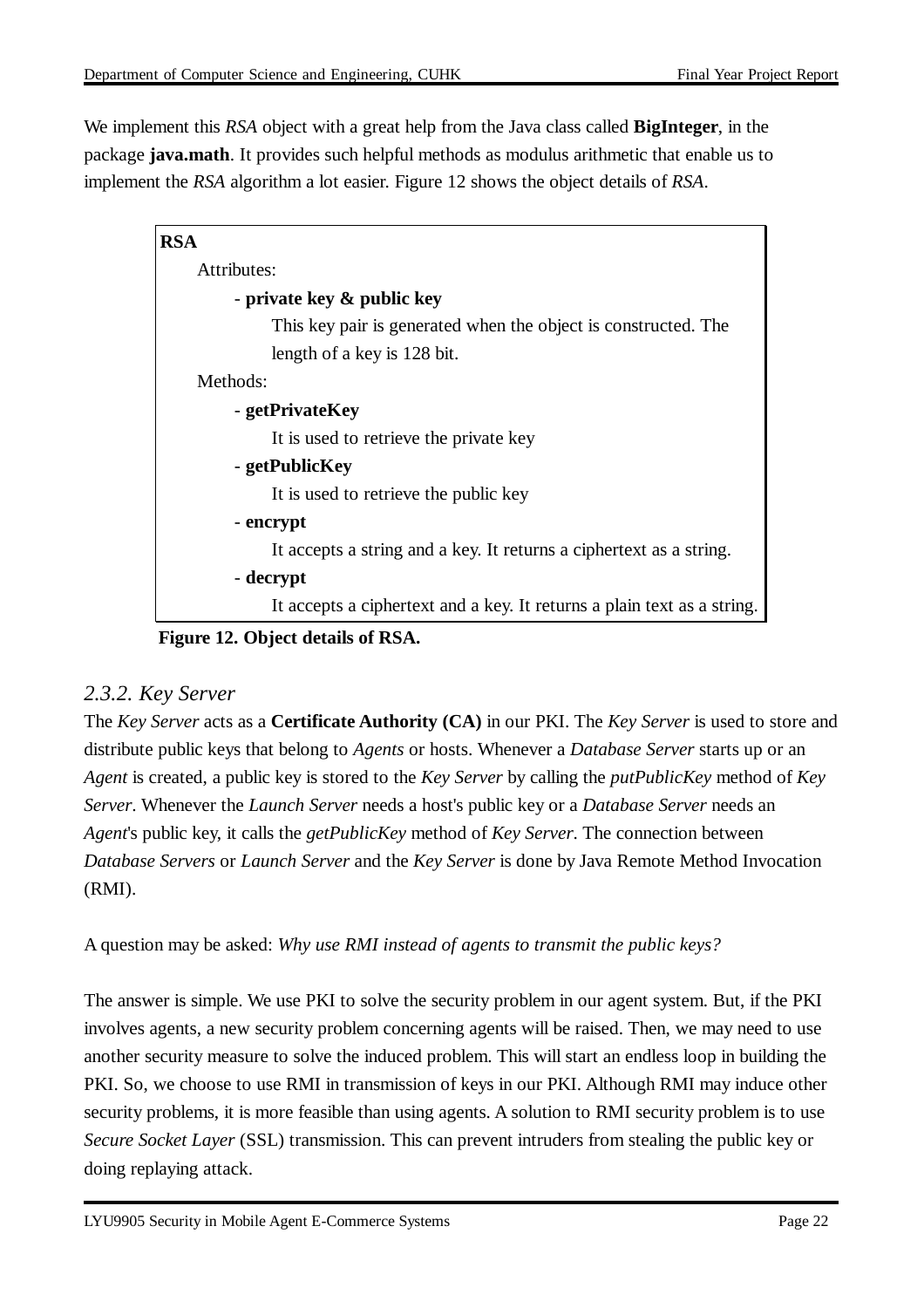We implement this *RSA* object with a great help from the Java class called **BigInteger**, in the package **java.math**. It provides such helpful methods as modulus arithmetic that enable us to implement the *RSA* algorithm a lot easier. Figure 12 shows the object details of *RSA*.

> **RSA**
>
> Attributes:
>
> - **private key & public key**
>
>   This key pair is generated when the object is constructed. The length of a key is 128 bit.
>
> Methods:
>
> - **getPrivateKey**
>
>   It is used to retrieve the private key
>
> - **getPublicKey**
>
>   It is used to retrieve the public key
>
> - **encrypt**
>
>   It accepts a string and a key. It returns a ciphertext as a string.
>
> - **decrypt**
>
>   It accepts a ciphertext and a key. It returns a plain text as a string.

**Figure 12. Object details of RSA.**

### *2.3.2. Key Server*

The *Key Server* acts as a **Certificate Authority (CA)** in our PKI. The *Key Server* is used to store and distribute public keys that belong to *Agents* or hosts. Whenever a *Database Server* starts up or an *Agent* is created, a public key is stored to the *Key Server* by calling the *putPublicKey* method of *Key Server*. Whenever the *Launch Server* needs a host's public key or a *Database Server* needs an *Agent*'s public key, it calls the *getPublicKey* method of *Key Server*. The connection between *Database Servers* or *Launch Server* and the *Key Server* is done by Java Remote Method Invocation (RMI).

A question may be asked: *Why use RMI instead of agents to transmit the public keys?*

The answer is simple. We use PKI to solve the security problem in our agent system. But, if the PKI involves agents, a new security problem concerning agents will be raised. Then, we may need to use another security measure to solve the induced problem. This will start an endless loop in building the PKI. So, we choose to use RMI in transmission of keys in our PKI. Although RMI may induce other security problems, it is more feasible than using agents. A solution to RMI security problem is to use *Secure Socket Layer* (SSL) transmission. This can prevent intruders from stealing the public key or doing replaying attack.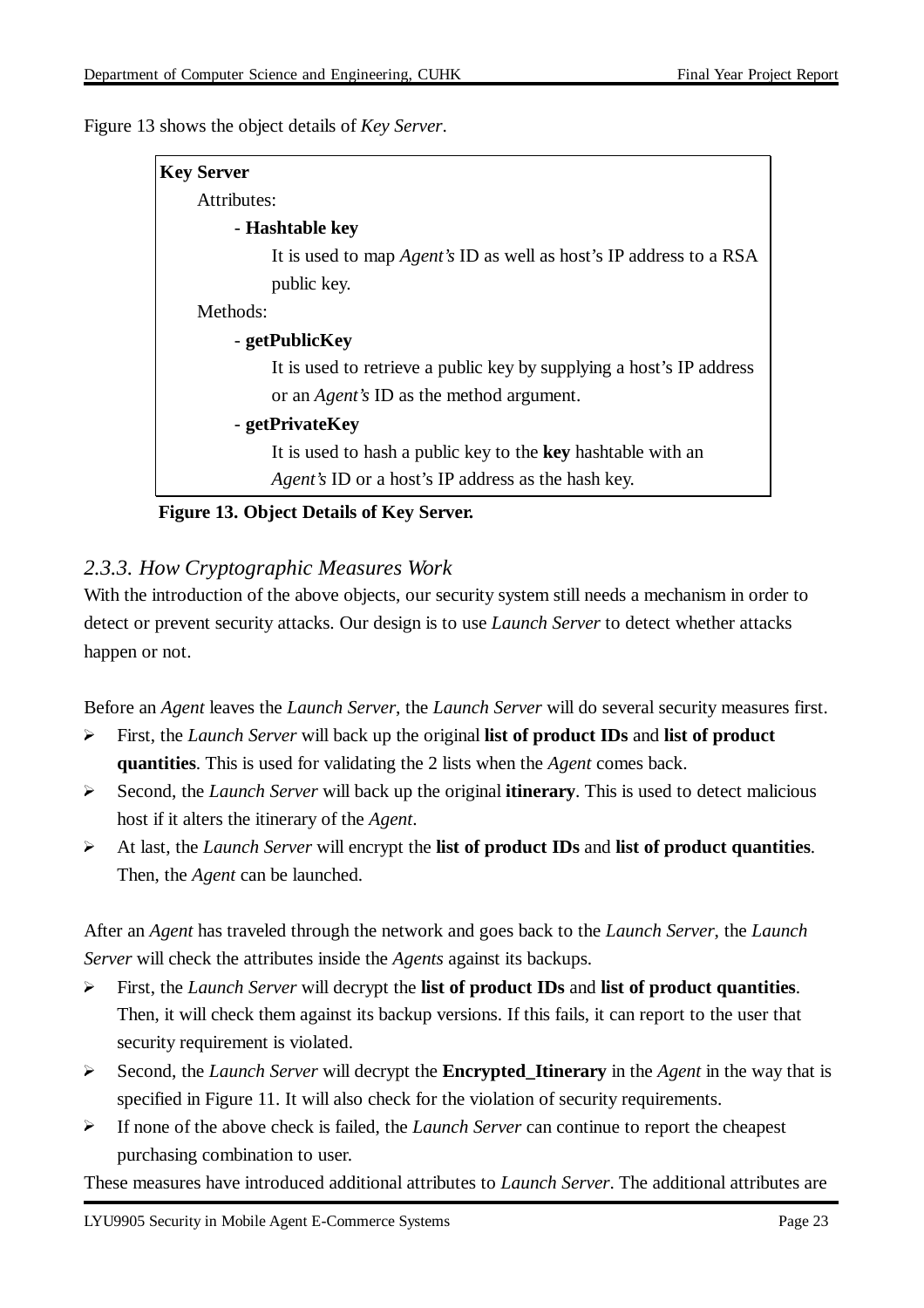Figure 13 shows the object details of *Key Server*.

> **Key Server**
>
> Attributes:
>
> - **Hashtable key**
>
>   It is used to map *Agent's* ID as well as host's IP address to a RSA public key.
>
> Methods:
>
> - **getPublicKey**
>
>   It is used to retrieve a public key by supplying a host's IP address or an *Agent's* ID as the method argument.
>
> - **getPrivateKey**
>
>   It is used to hash a public key to the **key** hashtable with an *Agent's* ID or a host's IP address as the hash key.

**Figure 13. Object Details of Key Server.**

### *2.3.3. How Cryptographic Measures Work*

With the introduction of the above objects, our security system still needs a mechanism in order to detect or prevent security attacks. Our design is to use *Launch Server* to detect whether attacks happen or not.

Before an *Agent* leaves the *Launch Server*, the *Launch Server* will do several security measures first.

- First, the *Launch Server* will back up the original **list of product IDs** and **list of product quantities**. This is used for validating the 2 lists when the *Agent* comes back.
- Second, the *Launch Server* will back up the original **itinerary**. This is used to detect malicious host if it alters the itinerary of the *Agent*.
- At last, the *Launch Server* will encrypt the **list of product IDs** and **list of product quantities**. Then, the *Agent* can be launched.

After an *Agent* has traveled through the network and goes back to the *Launch Server*, the *Launch Server* will check the attributes inside the *Agents* against its backups.

- First, the *Launch Server* will decrypt the **list of product IDs** and **list of product quantities**. Then, it will check them against its backup versions. If this fails, it can report to the user that security requirement is violated.
- Second, the *Launch Server* will decrypt the **Encrypted_Itinerary** in the *Agent* in the way that is specified in Figure 11. It will also check for the violation of security requirements.
- If none of the above check is failed, the *Launch Server* can continue to report the cheapest purchasing combination to user.

These measures have introduced additional attributes to *Launch Server*. The additional attributes are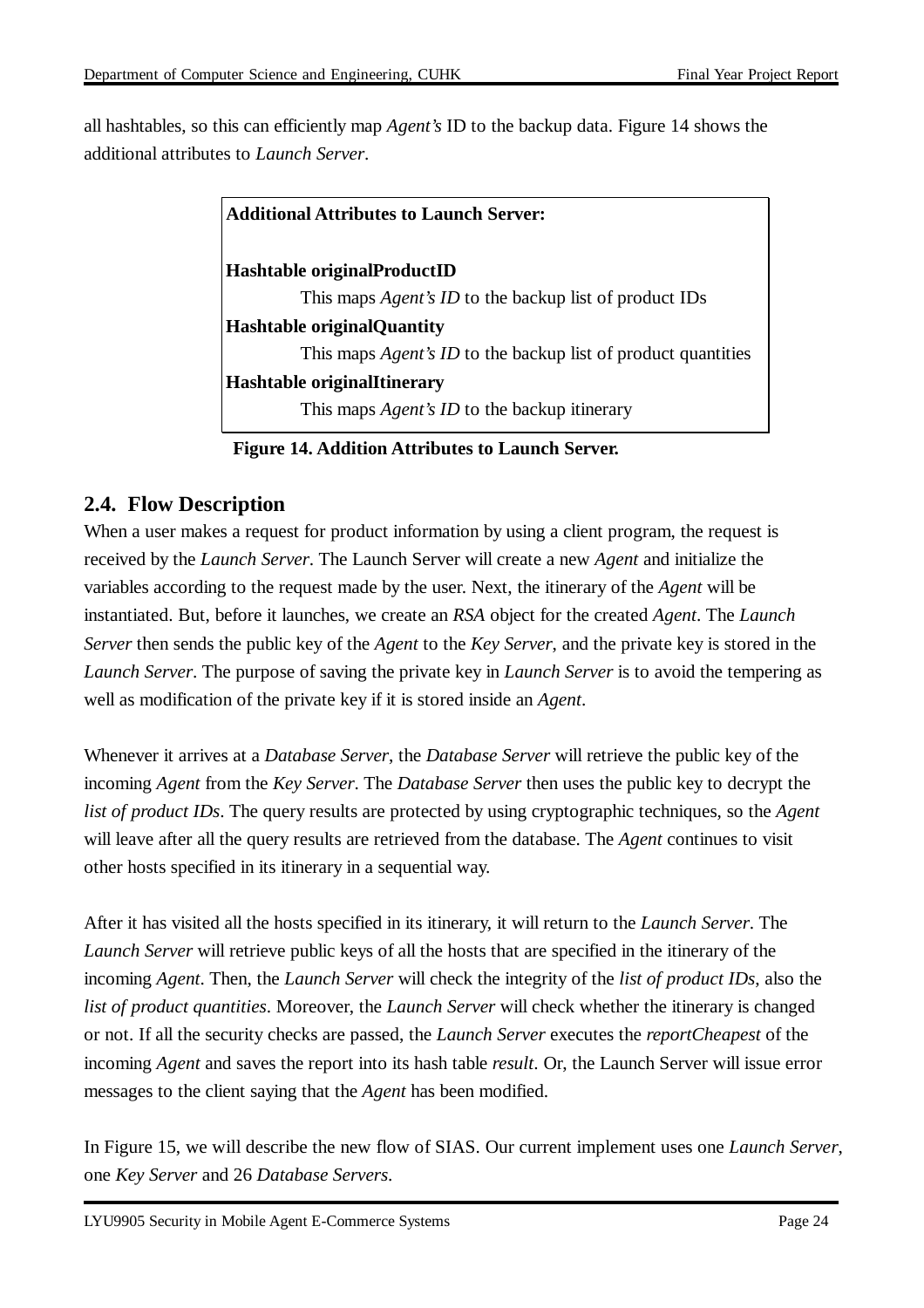all hashtables, so this can efficiently map *Agent's* ID to the backup data. Figure 14 shows the additional attributes to *Launch Server*.

**Additional Attributes to Launch Server:**

**Hashtable originalProductID**

This maps *Agent's ID* to the backup list of product IDs

**Hashtable originalQuantity**

This maps *Agent's ID* to the backup list of product quantities

**Hashtable originalItinerary**

This maps *Agent's ID* to the backup itinerary

**Figure 14. Addition Attributes to Launch Server.**

## 2.4. Flow Description

When a user makes a request for product information by using a client program, the request is received by the *Launch Server*. The Launch Server will create a new *Agent* and initialize the variables according to the request made by the user. Next, the itinerary of the *Agent* will be instantiated. But, before it launches, we create an *RSA* object for the created *Agent*. The *Launch Server* then sends the public key of the *Agent* to the *Key Server*, and the private key is stored in the *Launch Server*. The purpose of saving the private key in *Launch Server* is to avoid the tempering as well as modification of the private key if it is stored inside an *Agent*.

Whenever it arrives at a *Database Server*, the *Database Server* will retrieve the public key of the incoming *Agent* from the *Key Server*. The *Database Server* then uses the public key to decrypt the *list of product IDs*. The query results are protected by using cryptographic techniques, so the *Agent* will leave after all the query results are retrieved from the database. The *Agent* continues to visit other hosts specified in its itinerary in a sequential way.

After it has visited all the hosts specified in its itinerary, it will return to the *Launch Server*. The *Launch Server* will retrieve public keys of all the hosts that are specified in the itinerary of the incoming *Agent*. Then, the *Launch Server* will check the integrity of the *list of product IDs*, also the *list of product quantities*. Moreover, the *Launch Server* will check whether the itinerary is changed or not. If all the security checks are passed, the *Launch Server* executes the *reportCheapest* of the incoming *Agent* and saves the report into its hash table *result*. Or, the Launch Server will issue error messages to the client saying that the *Agent* has been modified.

In Figure 15, we will describe the new flow of SIAS. Our current implement uses one *Launch Server*, one *Key Server* and 26 *Database Servers*.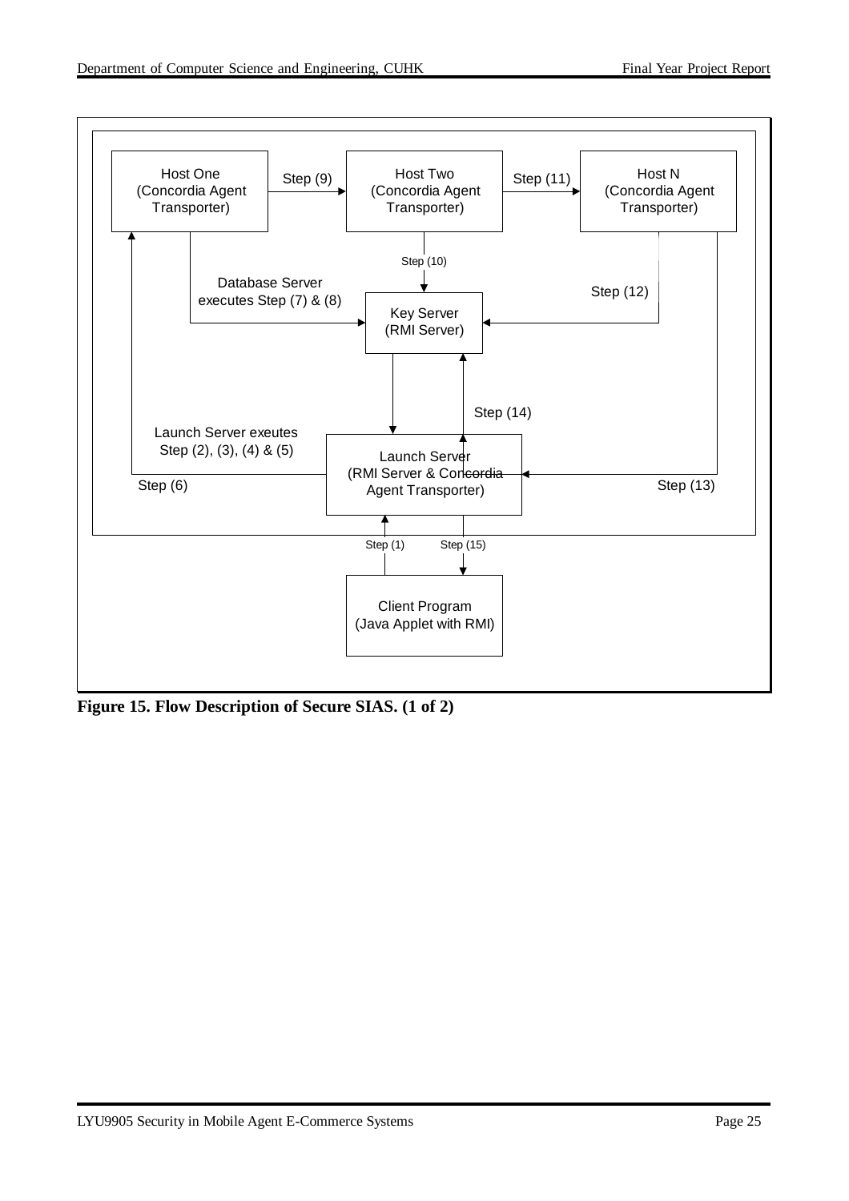Host One (Concordia Agent Transporter)

Host Two (Concordia Agent Transporter)

Host N (Concordia Agent Transporter)

Step (9)

Step (11)

Step (10)

Database Server executes Step (7) & (8)

Step (12)

Key Server (RMI Server)

Step (14)

Launch Server exeutes Step (2), (3), (4) & (5)

Launch Server (RMI Server & Concordia Agent Transporter)

Step (6)

Step (13)

Step (1)

Step (15)

Client Program (Java Applet with RMI)

**Figure 15. Flow Description of Secure SIAS. (1 of 2)**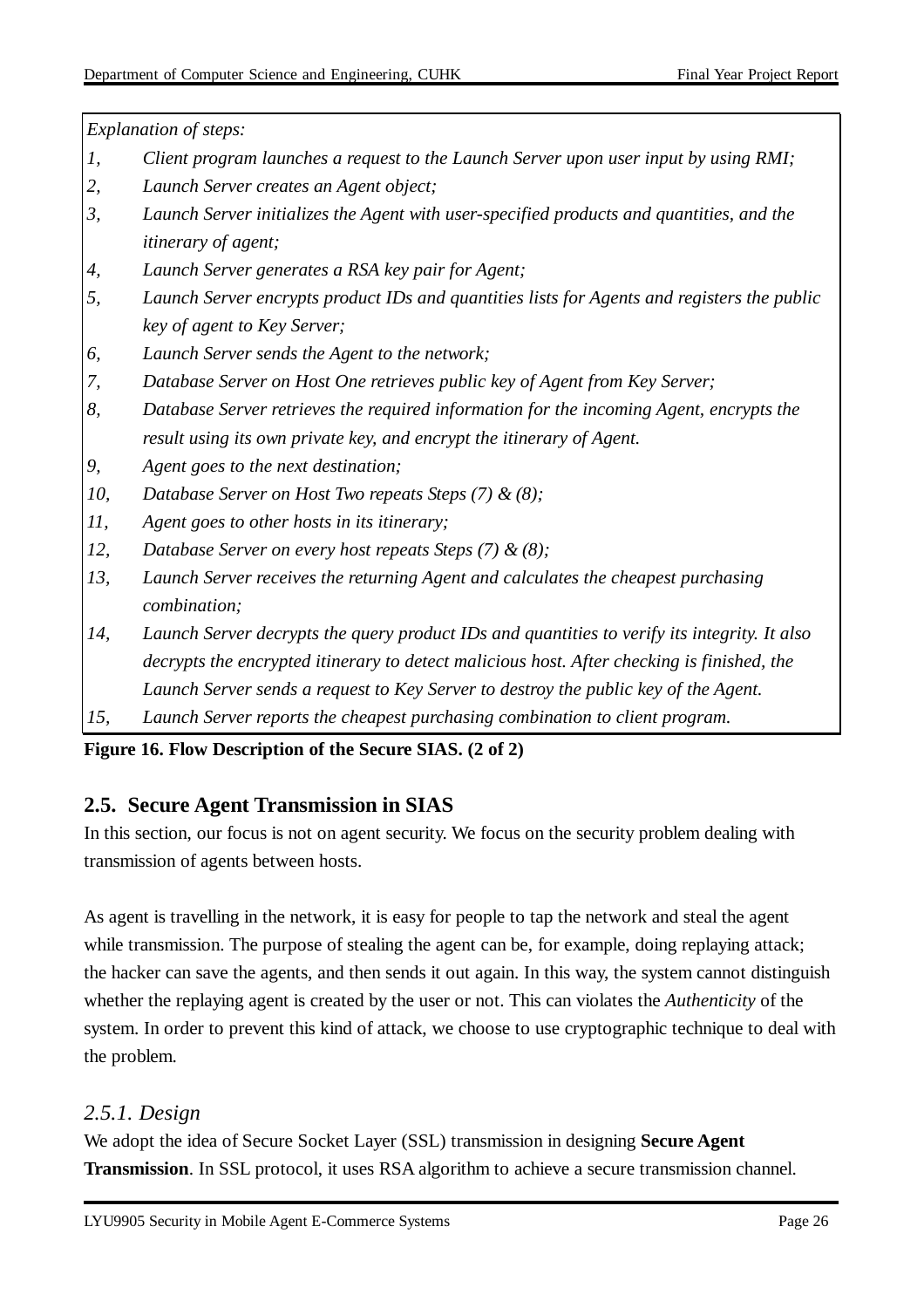*Explanation of steps:*

1, *Client program launches a request to the Launch Server upon user input by using RMI;*
2, *Launch Server creates an Agent object;*
3, *Launch Server initializes the Agent with user-specified products and quantities, and the itinerary of agent;*
4, *Launch Server generates a RSA key pair for Agent;*
5, *Launch Server encrypts product IDs and quantities lists for Agents and registers the public key of agent to Key Server;*
6, *Launch Server sends the Agent to the network;*
7, *Database Server on Host One retrieves public key of Agent from Key Server;*
8, *Database Server retrieves the required information for the incoming Agent, encrypts the result using its own private key, and encrypt the itinerary of Agent.*
9, *Agent goes to the next destination;*
10, *Database Server on Host Two repeats Steps (7) & (8);*
11, *Agent goes to other hosts in its itinerary;*
12, *Database Server on every host repeats Steps (7) & (8);*
13, *Launch Server receives the returning Agent and calculates the cheapest purchasing combination;*
14, *Launch Server decrypts the query product IDs and quantities to verify its integrity. It also decrypts the encrypted itinerary to detect malicious host. After checking is finished, the Launch Server sends a request to Key Server to destroy the public key of the Agent.*
15, *Launch Server reports the cheapest purchasing combination to client program.*

**Figure 16. Flow Description of the Secure SIAS. (2 of 2)**

## 2.5. Secure Agent Transmission in SIAS

In this section, our focus is not on agent security. We focus on the security problem dealing with transmission of agents between hosts.

As agent is travelling in the network, it is easy for people to tap the network and steal the agent while transmission. The purpose of stealing the agent can be, for example, doing replaying attack; the hacker can save the agents, and then sends it out again. In this way, the system cannot distinguish whether the replaying agent is created by the user or not. This can violates the *Authenticity* of the system. In order to prevent this kind of attack, we choose to use cryptographic technique to deal with the problem.

### *2.5.1. Design*

We adopt the idea of Secure Socket Layer (SSL) transmission in designing **Secure Agent Transmission**. In SSL protocol, it uses RSA algorithm to achieve a secure transmission channel.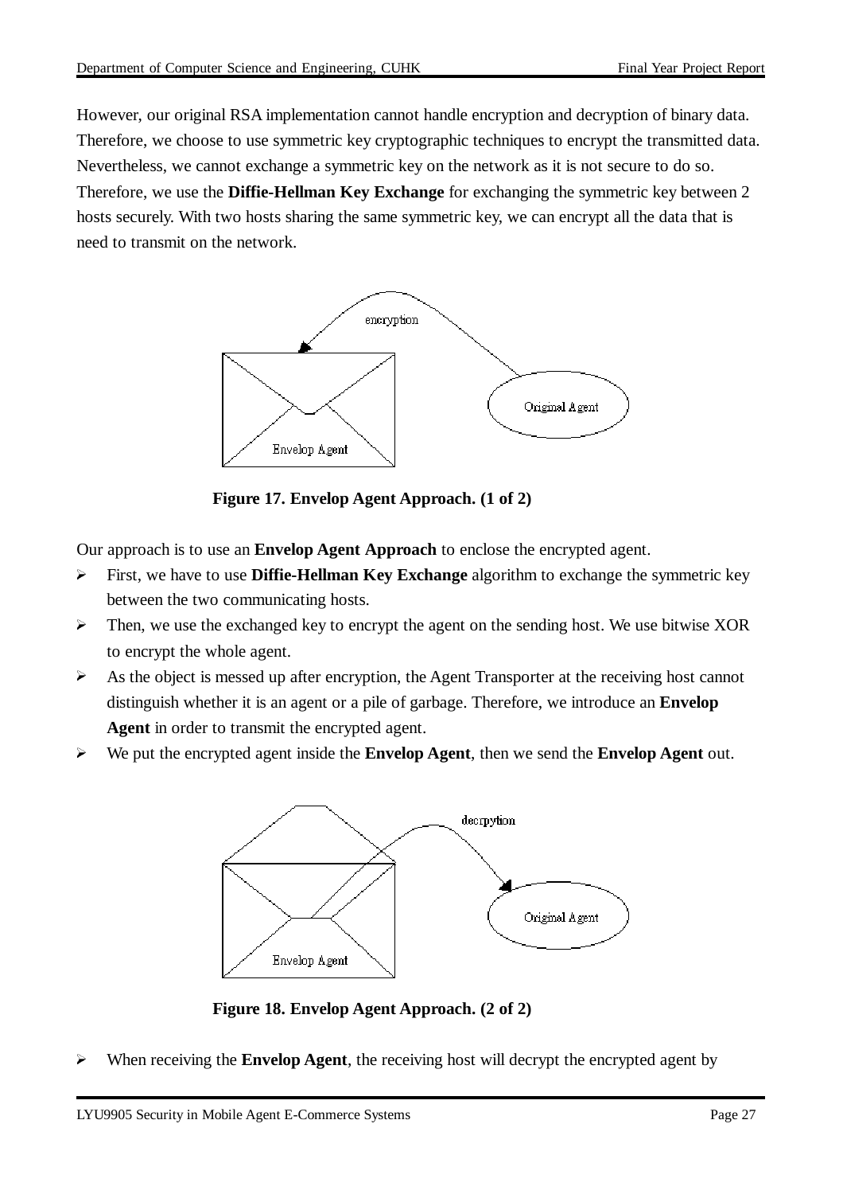However, our original RSA implementation cannot handle encryption and decryption of binary data. Therefore, we choose to use symmetric key cryptographic techniques to encrypt the transmitted data. Nevertheless, we cannot exchange a symmetric key on the network as it is not secure to do so. Therefore, we use the **Diffie-Hellman Key Exchange** for exchanging the symmetric key between 2 hosts securely. With two hosts sharing the same symmetric key, we can encrypt all the data that is need to transmit on the network.

**Figure 17. Envelop Agent Approach. (1 of 2)**

Our approach is to use an **Envelop Agent Approach** to enclose the encrypted agent.

- First, we have to use **Diffie-Hellman Key Exchange** algorithm to exchange the symmetric key between the two communicating hosts.
- Then, we use the exchanged key to encrypt the agent on the sending host. We use bitwise XOR to encrypt the whole agent.
- As the object is messed up after encryption, the Agent Transporter at the receiving host cannot distinguish whether it is an agent or a pile of garbage. Therefore, we introduce an **Envelop Agent** in order to transmit the encrypted agent.
- We put the encrypted agent inside the **Envelop Agent**, then we send the **Envelop Agent** out.

**Figure 18. Envelop Agent Approach. (2 of 2)**

- When receiving the **Envelop Agent**, the receiving host will decrypt the encrypted agent by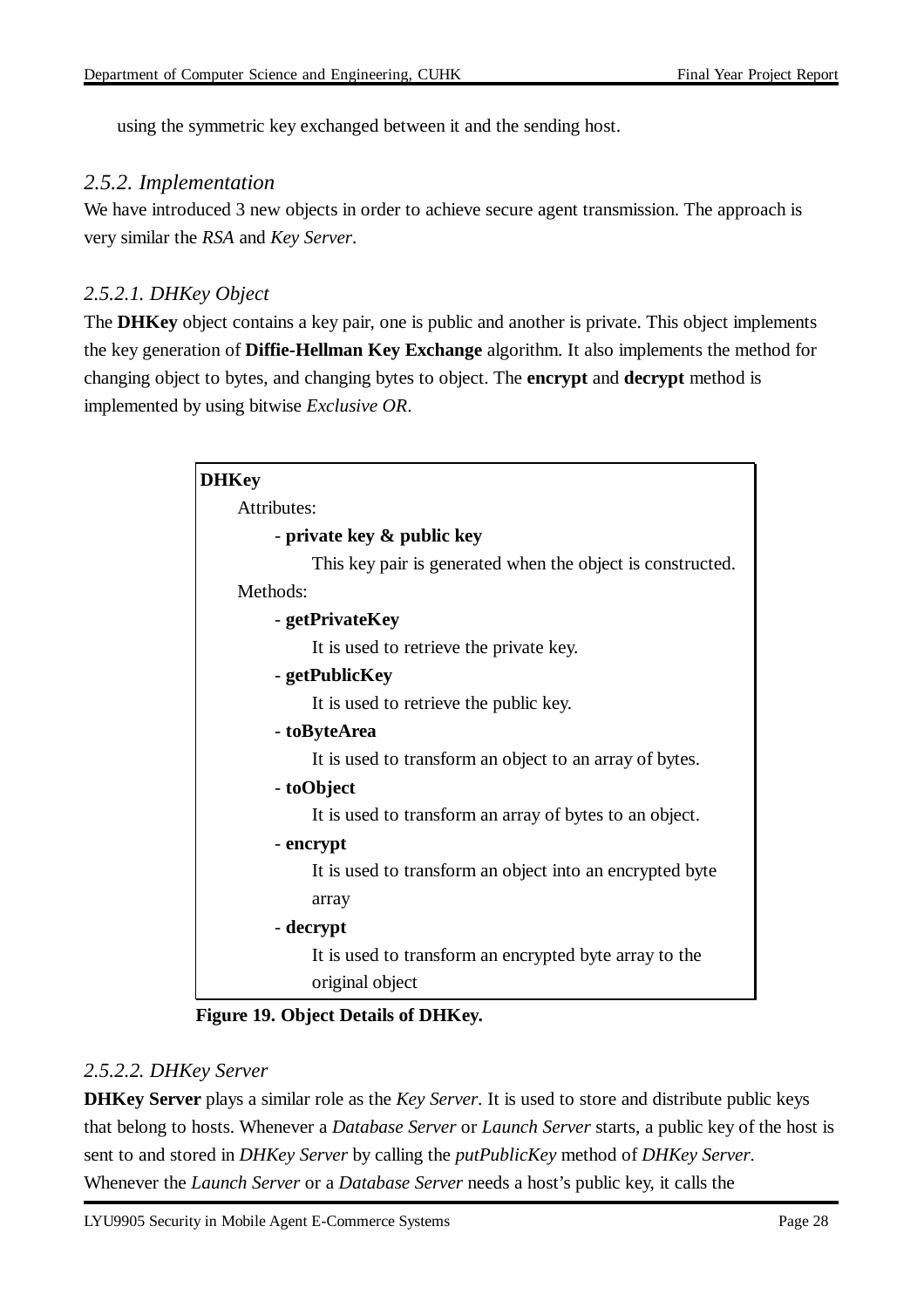using the symmetric key exchanged between it and the sending host.

### *2.5.2. Implementation*

We have introduced 3 new objects in order to achieve secure agent transmission. The approach is very similar the *RSA* and *Key Server*.

#### *2.5.2.1. DHKey Object*

The **DHKey** object contains a key pair, one is public and another is private. This object implements the key generation of **Diffie-Hellman Key Exchange** algorithm. It also implements the method for changing object to bytes, and changing bytes to object. The **encrypt** and **decrypt** method is implemented by using bitwise *Exclusive OR*.

**DHKey**

Attributes:

- **private key & public key**
  This key pair is generated when the object is constructed.

Methods:

- **getPrivateKey**
  It is used to retrieve the private key.
- **getPublicKey**
  It is used to retrieve the public key.
- **toByteArea**
  It is used to transform an object to an array of bytes.
- **toObject**
  It is used to transform an array of bytes to an object.
- **encrypt**
  It is used to transform an object into an encrypted byte array
- **decrypt**
  It is used to transform an encrypted byte array to the original object

**Figure 19. Object Details of DHKey.**

#### *2.5.2.2. DHKey Server*

**DHKey Server** plays a similar role as the *Key Server*. It is used to store and distribute public keys that belong to hosts. Whenever a *Database Server* or *Launch Server* starts, a public key of the host is sent to and stored in *DHKey Server* by calling the *putPublicKey* method of *DHKey Server*. Whenever the *Launch Server* or a *Database Server* needs a host's public key, it calls the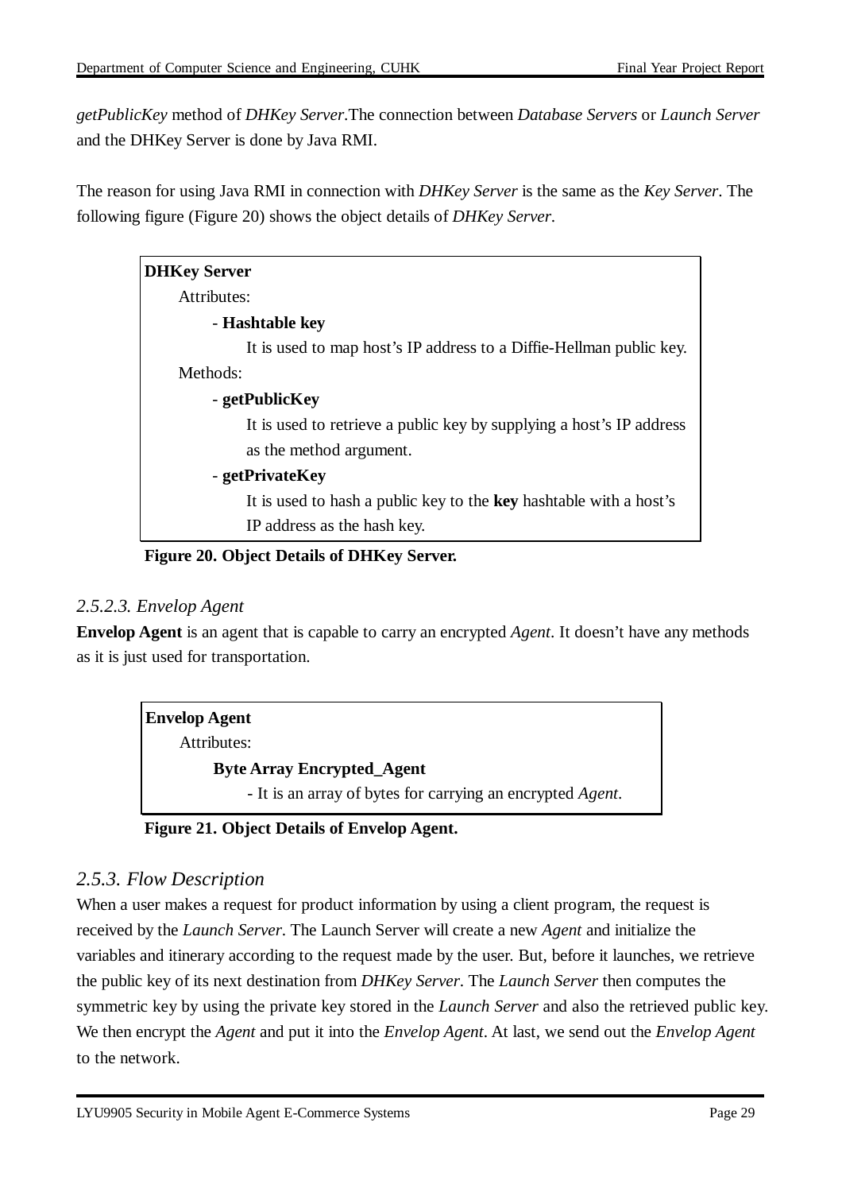*getPublicKey* method of *DHKey Server*.The connection between *Database Servers* or *Launch Server* and the DHKey Server is done by Java RMI.

The reason for using Java RMI in connection with *DHKey Server* is the same as the *Key Server*. The following figure (Figure 20) shows the object details of *DHKey Server*.

> **DHKey Server**
>
> Attributes:
>
> - **Hashtable key**
>
>   It is used to map host's IP address to a Diffie-Hellman public key.
>
> Methods:
>
> - **getPublicKey**
>
>   It is used to retrieve a public key by supplying a host's IP address as the method argument.
>
> - **getPrivateKey**
>
>   It is used to hash a public key to the **key** hashtable with a host's IP address as the hash key.

**Figure 20. Object Details of DHKey Server.**

### *2.5.2.3. Envelop Agent*

**Envelop Agent** is an agent that is capable to carry an encrypted *Agent*. It doesn't have any methods as it is just used for transportation.

> **Envelop Agent**
>
> Attributes:
>
> **Byte Array Encrypted_Agent**
>
> - It is an array of bytes for carrying an encrypted *Agent*.

**Figure 21. Object Details of Envelop Agent.**

## *2.5.3. Flow Description*

When a user makes a request for product information by using a client program, the request is received by the *Launch Server*. The Launch Server will create a new *Agent* and initialize the variables and itinerary according to the request made by the user. But, before it launches, we retrieve the public key of its next destination from *DHKey Server*. The *Launch Server* then computes the symmetric key by using the private key stored in the *Launch Server* and also the retrieved public key. We then encrypt the *Agent* and put it into the *Envelop Agent*. At last, we send out the *Envelop Agent* to the network.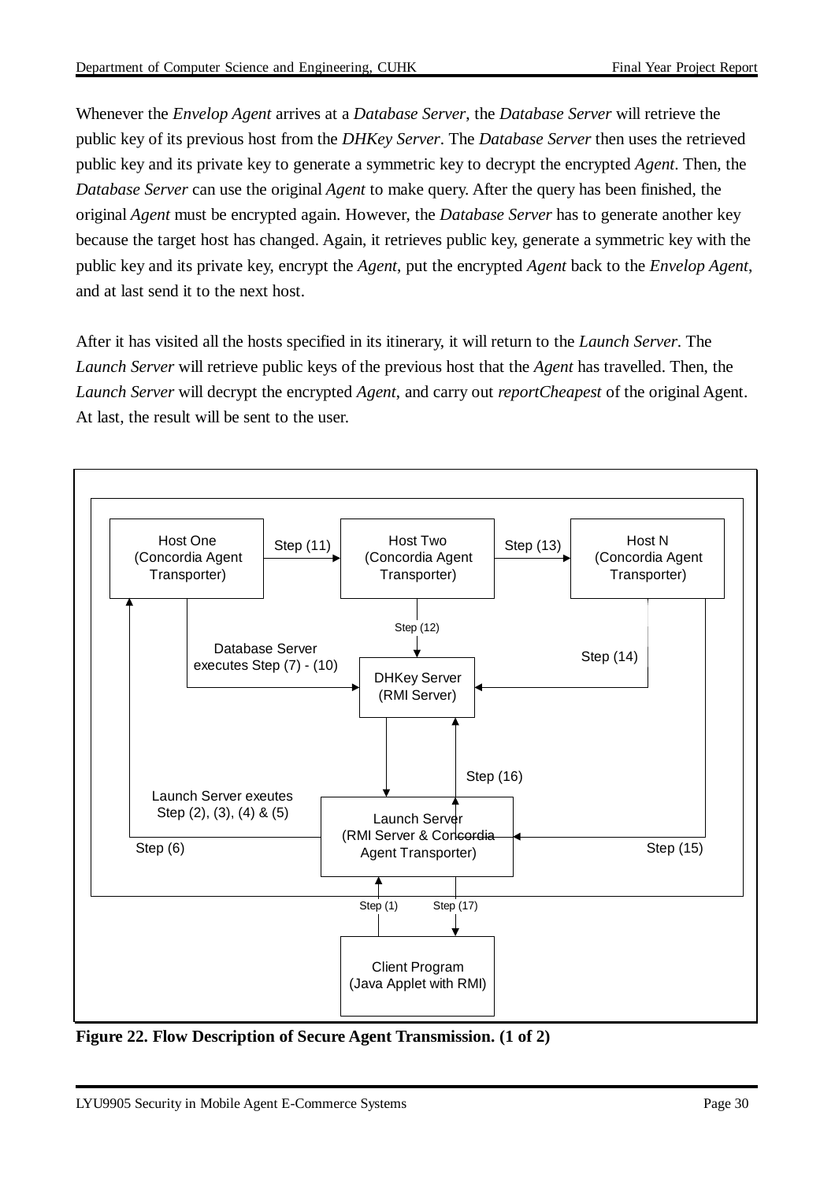Whenever the *Envelop Agent* arrives at a *Database Server*, the *Database Server* will retrieve the public key of its previous host from the *DHKey Server*. The *Database Server* then uses the retrieved public key and its private key to generate a symmetric key to decrypt the encrypted *Agent*. Then, the *Database Server* can use the original *Agent* to make query. After the query has been finished, the original *Agent* must be encrypted again. However, the *Database Server* has to generate another key because the target host has changed. Again, it retrieves public key, generate a symmetric key with the public key and its private key, encrypt the *Agent*, put the encrypted *Agent* back to the *Envelop Agent*, and at last send it to the next host.

After it has visited all the hosts specified in its itinerary, it will return to the *Launch Server*. The *Launch Server* will retrieve public keys of the previous host that the *Agent* has travelled. Then, the *Launch Server* will decrypt the encrypted *Agent*, and carry out *reportCheapest* of the original Agent. At last, the result will be sent to the user.

Host One (Concordia Agent Transporter) — Step (11) → Host Two (Concordia Agent Transporter) — Step (13) → Host N (Concordia Agent Transporter)

Step (12)

Database Server executes Step (7) - (10)

Step (14)

DHKey Server (RMI Server)

Step (16)

Launch Server exeutes Step (2), (3), (4) & (5)

Launch Server (RMI Server & Concordia Agent Transporter)

Step (6)

Step (15)

Step (1)

Step (17)

Client Program (Java Applet with RMI)

**Figure 22. Flow Description of Secure Agent Transmission. (1 of 2)**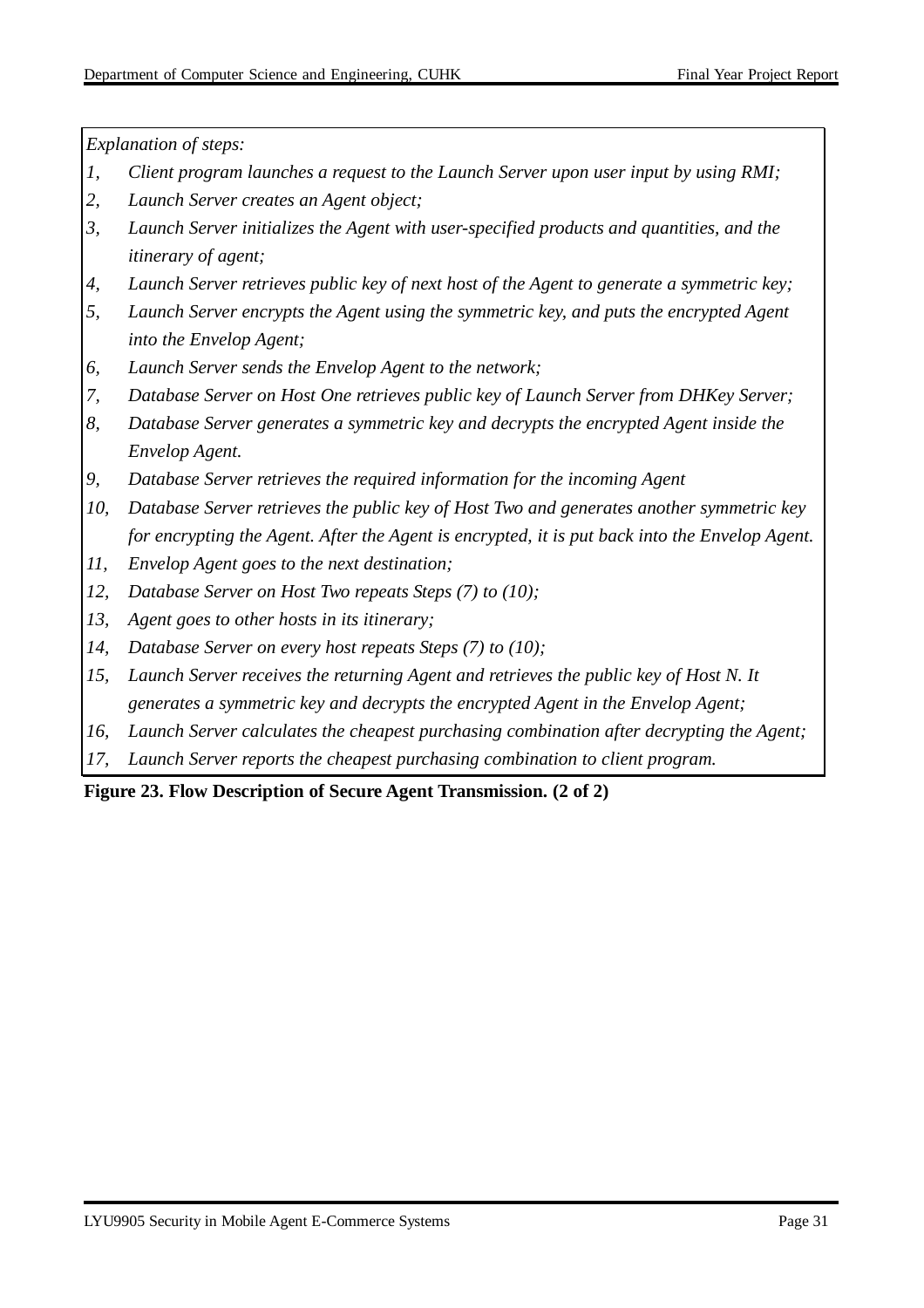*Explanation of steps:*

*1, Client program launches a request to the Launch Server upon user input by using RMI;*

*2, Launch Server creates an Agent object;*

*3, Launch Server initializes the Agent with user-specified products and quantities, and the itinerary of agent;*

*4, Launch Server retrieves public key of next host of the Agent to generate a symmetric key;*

*5, Launch Server encrypts the Agent using the symmetric key, and puts the encrypted Agent into the Envelop Agent;*

*6, Launch Server sends the Envelop Agent to the network;*

*7, Database Server on Host One retrieves public key of Launch Server from DHKey Server;*

*8, Database Server generates a symmetric key and decrypts the encrypted Agent inside the Envelop Agent.*

*9, Database Server retrieves the required information for the incoming Agent*

*10, Database Server retrieves the public key of Host Two and generates another symmetric key for encrypting the Agent. After the Agent is encrypted, it is put back into the Envelop Agent.*

*11, Envelop Agent goes to the next destination;*

*12, Database Server on Host Two repeats Steps (7) to (10);*

*13, Agent goes to other hosts in its itinerary;*

*14, Database Server on every host repeats Steps (7) to (10);*

*15, Launch Server receives the returning Agent and retrieves the public key of Host N. It generates a symmetric key and decrypts the encrypted Agent in the Envelop Agent;*

*16, Launch Server calculates the cheapest purchasing combination after decrypting the Agent;*

*17, Launch Server reports the cheapest purchasing combination to client program.*

**Figure 23. Flow Description of Secure Agent Transmission. (2 of 2)**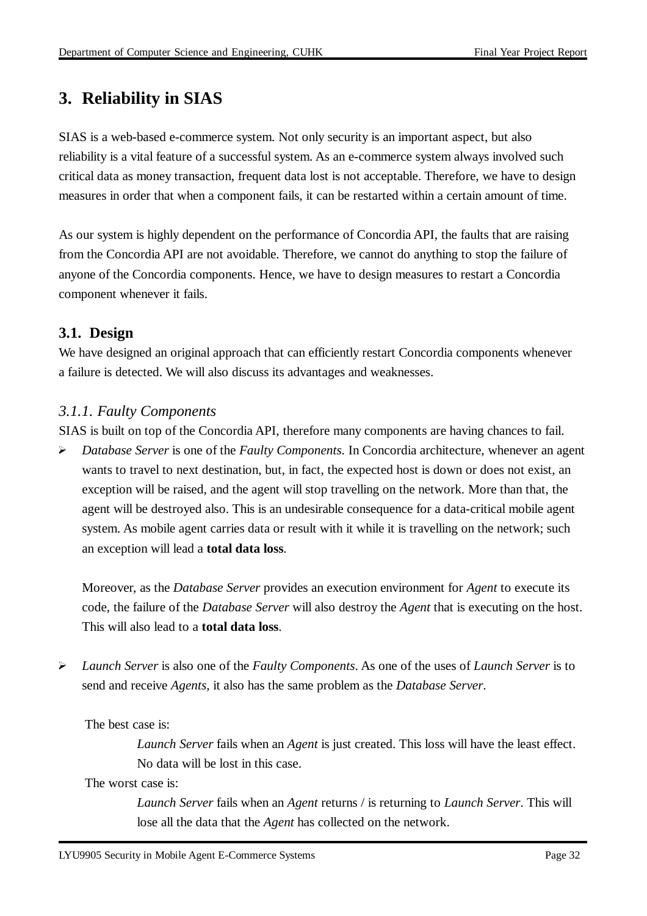// 3. Reliability in SIAS

SIAS is a web-based e-commerce system. Not only security is an important aspect, but also reliability is a vital feature of a successful system. As an e-commerce system always involved such critical data as money transaction, frequent data lost is not acceptable. Therefore, we have to design measures in order that when a component fails, it can be restarted within a certain amount of time.

As our system is highly dependent on the performance of Concordia API, the faults that are raising from the Concordia API are not avoidable. Therefore, we cannot do anything to stop the failure of anyone of the Concordia components. Hence, we have to design measures to restart a Concordia component whenever it fails.

## 3.1. Design

We have designed an original approach that can efficiently restart Concordia components whenever a failure is detected. We will also discuss its advantages and weaknesses.

### *3.1.1. Faulty Components*

SIAS is built on top of the Concordia API, therefore many components are having chances to fail.

- *Database Server* is one of the *Faulty Components*. In Concordia architecture, whenever an agent wants to travel to next destination, but, in fact, the expected host is down or does not exist, an exception will be raised, and the agent will stop travelling on the network. More than that, the agent will be destroyed also. This is an undesirable consequence for a data-critical mobile agent system. As mobile agent carries data or result with it while it is travelling on the network; such an exception will lead a **total data loss**.

  Moreover, as the *Database Server* provides an execution environment for *Agent* to execute its code, the failure of the *Database Server* will also destroy the *Agent* that is executing on the host. This will also lead to a **total data loss**.

- *Launch Server* is also one of the *Faulty Components*. As one of the uses of *Launch Server* is to send and receive *Agents*, it also has the same problem as the *Database Server*.

  The best case is:

  > *Launch Server* fails when an *Agent* is just created. This loss will have the least effect. No data will be lost in this case.

  The worst case is:

  > *Launch Server* fails when an *Agent* returns / is returning to *Launch Server*. This will lose all the data that the *Agent* has collected on the network.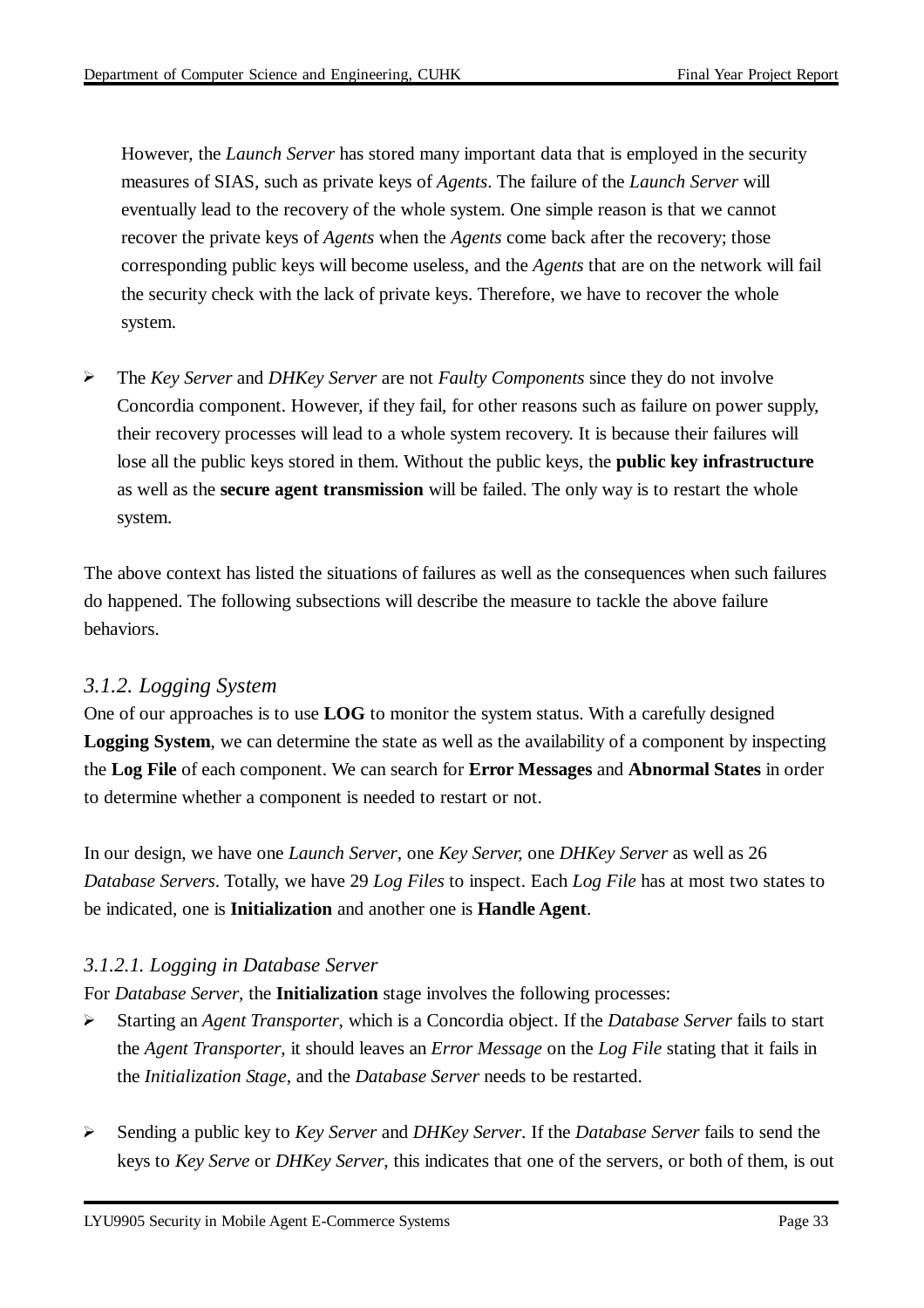However, the *Launch Server* has stored many important data that is employed in the security measures of SIAS, such as private keys of *Agents*. The failure of the *Launch Server* will eventually lead to the recovery of the whole system. One simple reason is that we cannot recover the private keys of *Agents* when the *Agents* come back after the recovery; those corresponding public keys will become useless, and the *Agents* that are on the network will fail the security check with the lack of private keys. Therefore, we have to recover the whole system.

- The *Key Server* and *DHKey Server* are not *Faulty Components* since they do not involve Concordia component. However, if they fail, for other reasons such as failure on power supply, their recovery processes will lead to a whole system recovery. It is because their failures will lose all the public keys stored in them. Without the public keys, the **public key infrastructure** as well as the **secure agent transmission** will be failed. The only way is to restart the whole system.

The above context has listed the situations of failures as well as the consequences when such failures do happened. The following subsections will describe the measure to tackle the above failure behaviors.

### *3.1.2. Logging System*

One of our approaches is to use **LOG** to monitor the system status. With a carefully designed **Logging System**, we can determine the state as well as the availability of a component by inspecting the **Log File** of each component. We can search for **Error Messages** and **Abnormal States** in order to determine whether a component is needed to restart or not.

In our design, we have one *Launch Server*, one *Key Server*, one *DHKey Server* as well as 26 *Database Servers*. Totally, we have 29 *Log Files* to inspect. Each *Log File* has at most two states to be indicated, one is **Initialization** and another one is **Handle Agent**.

#### *3.1.2.1. Logging in Database Server*

For *Database Server*, the **Initialization** stage involves the following processes:

- Starting an *Agent Transporter*, which is a Concordia object. If the *Database Server* fails to start the *Agent Transporter*, it should leaves an *Error Message* on the *Log File* stating that it fails in the *Initialization Stage*, and the *Database Server* needs to be restarted.

- Sending a public key to *Key Server* and *DHKey Server*. If the *Database Server* fails to send the keys to *Key Serve* or *DHKey Server*, this indicates that one of the servers, or both of them, is out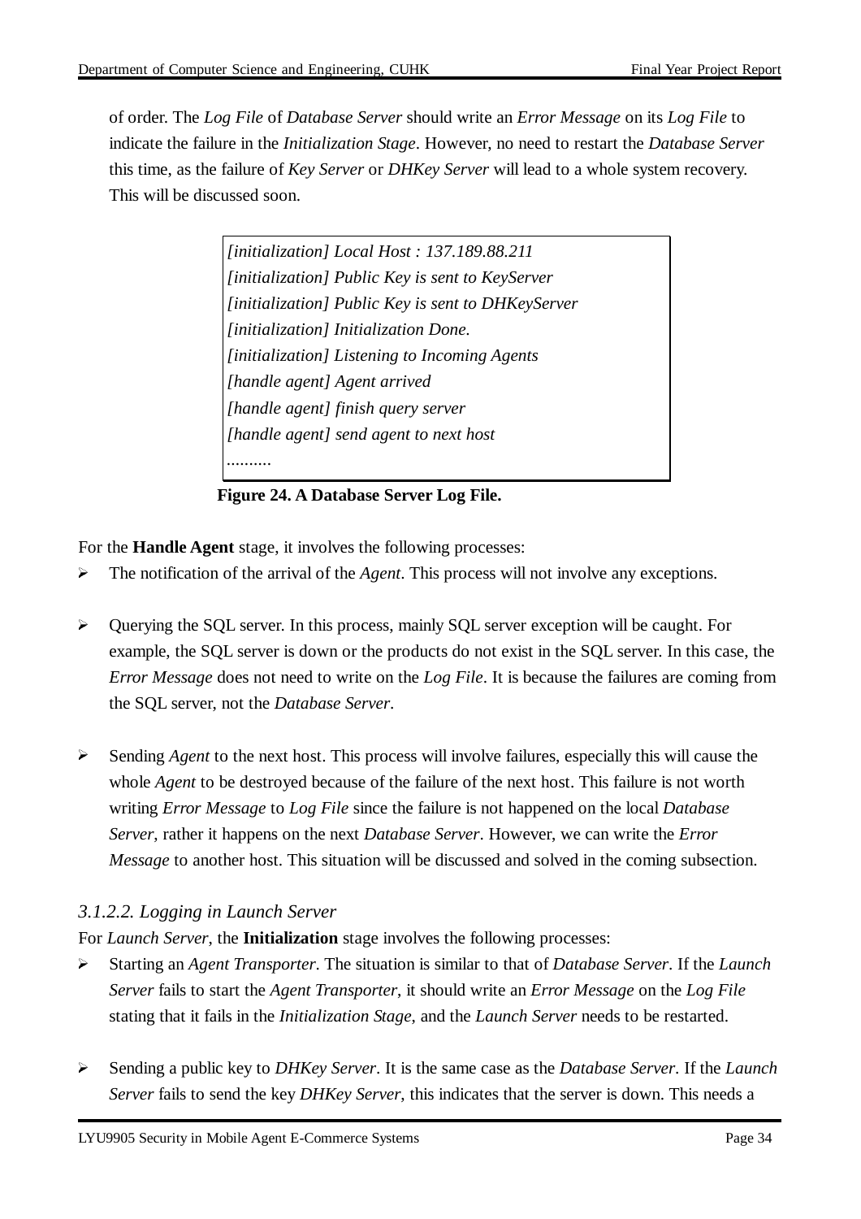of order. The *Log File* of *Database Server* should write an *Error Message* on its *Log File* to indicate the failure in the *Initialization Stage*. However, no need to restart the *Database Server* this time, as the failure of *Key Server* or *DHKey Server* will lead to a whole system recovery. This will be discussed soon.

```
[initialization] Local Host : 137.189.88.211
[initialization] Public Key is sent to KeyServer
[initialization] Public Key is sent to DHKeyServer
[initialization] Initialization Done.
[initialization] Listening to Incoming Agents
[handle agent] Agent arrived
[handle agent] finish query server
[handle agent] send agent to next host
..........
```

**Figure 24. A Database Server Log File.**

For the **Handle Agent** stage, it involves the following processes:

- The notification of the arrival of the *Agent*. This process will not involve any exceptions.

- Querying the SQL server. In this process, mainly SQL server exception will be caught. For example, the SQL server is down or the products do not exist in the SQL server. In this case, the *Error Message* does not need to write on the *Log File*. It is because the failures are coming from the SQL server, not the *Database Server*.

- Sending *Agent* to the next host. This process will involve failures, especially this will cause the whole *Agent* to be destroyed because of the failure of the next host. This failure is not worth writing *Error Message* to *Log File* since the failure is not happened on the local *Database Server*, rather it happens on the next *Database Server*. However, we can write the *Error Message* to another host. This situation will be discussed and solved in the coming subsection.

#### *3.1.2.2. Logging in Launch Server*

For *Launch Server*, the **Initialization** stage involves the following processes:

- Starting an *Agent Transporter*. The situation is similar to that of *Database Server*. If the *Launch Server* fails to start the *Agent Transporter*, it should write an *Error Message* on the *Log File* stating that it fails in the *Initialization Stage*, and the *Launch Server* needs to be restarted.

- Sending a public key to *DHKey Server*. It is the same case as the *Database Server*. If the *Launch Server* fails to send the key *DHKey Server*, this indicates that the server is down. This needs a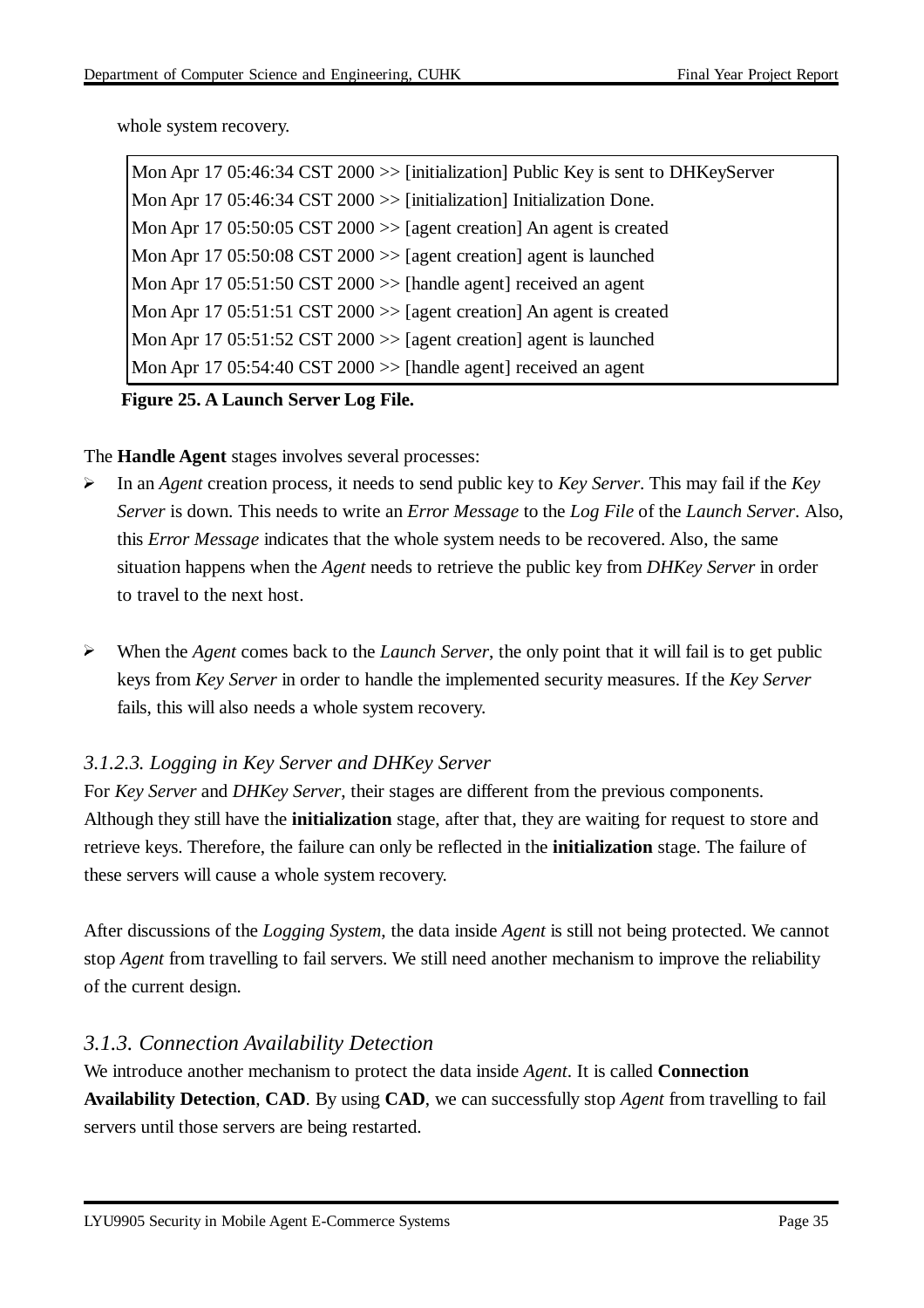whole system recovery.

```
Mon Apr 17 05:46:34 CST 2000 >> [initialization] Public Key is sent to DHKeyServer
Mon Apr 17 05:46:34 CST 2000 >> [initialization] Initialization Done.
Mon Apr 17 05:50:05 CST 2000 >> [agent creation] An agent is created
Mon Apr 17 05:50:08 CST 2000 >> [agent creation] agent is launched
Mon Apr 17 05:51:50 CST 2000 >> [handle agent] received an agent
Mon Apr 17 05:51:51 CST 2000 >> [agent creation] An agent is created
Mon Apr 17 05:51:52 CST 2000 >> [agent creation] agent is launched
Mon Apr 17 05:54:40 CST 2000 >> [handle agent] received an agent
```

**Figure 25. A Launch Server Log File.**

The **Handle Agent** stages involves several processes:

- In an *Agent* creation process, it needs to send public key to *Key Server*. This may fail if the *Key Server* is down. This needs to write an *Error Message* to the *Log File* of the *Launch Server*. Also, this *Error Message* indicates that the whole system needs to be recovered. Also, the same situation happens when the *Agent* needs to retrieve the public key from *DHKey Server* in order to travel to the next host.

- When the *Agent* comes back to the *Launch Server*, the only point that it will fail is to get public keys from *Key Server* in order to handle the implemented security measures. If the *Key Server* fails, this will also needs a whole system recovery.

### *3.1.2.3. Logging in Key Server and DHKey Server*

For *Key Server* and *DHKey Server*, their stages are different from the previous components. Although they still have the **initialization** stage, after that, they are waiting for request to store and retrieve keys. Therefore, the failure can only be reflected in the **initialization** stage. The failure of these servers will cause a whole system recovery.

After discussions of the *Logging System*, the data inside *Agent* is still not being protected. We cannot stop *Agent* from travelling to fail servers. We still need another mechanism to improve the reliability of the current design.

## *3.1.3. Connection Availability Detection*

We introduce another mechanism to protect the data inside *Agent*. It is called **Connection Availability Detection**, **CAD**. By using **CAD**, we can successfully stop *Agent* from travelling to fail servers until those servers are being restarted.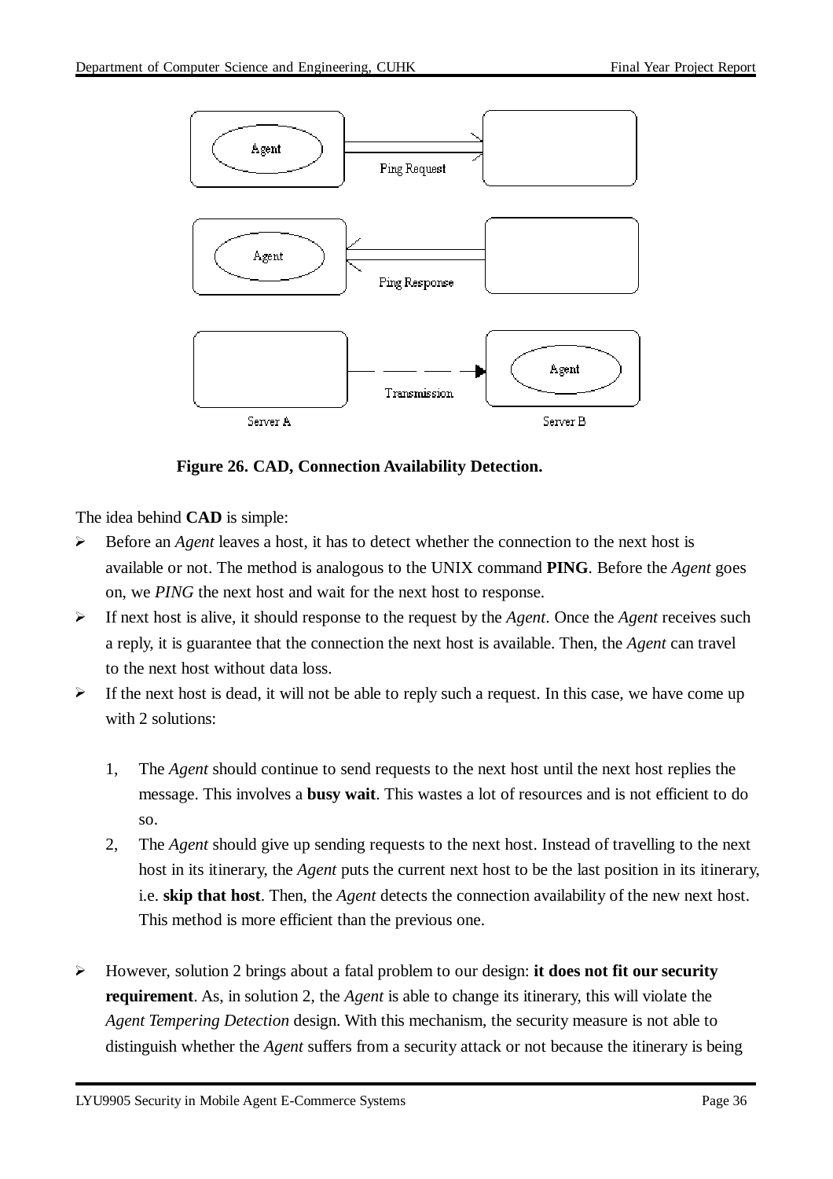**Figure 26. CAD, Connection Availability Detection.**

The idea behind **CAD** is simple:

- Before an *Agent* leaves a host, it has to detect whether the connection to the next host is available or not. The method is analogous to the UNIX command **PING**. Before the *Agent* goes on, we *PING* the next host and wait for the next host to response.
- If next host is alive, it should response to the request by the *Agent*. Once the *Agent* receives such a reply, it is guarantee that the connection the next host is available. Then, the *Agent* can travel to the next host without data loss.
- If the next host is dead, it will not be able to reply such a request. In this case, we have come up with 2 solutions:

  1, The *Agent* should continue to send requests to the next host until the next host replies the message. This involves a **busy wait**. This wastes a lot of resources and is not efficient to do so.

  2, The *Agent* should give up sending requests to the next host. Instead of travelling to the next host in its itinerary, the *Agent* puts the current next host to be the last position in its itinerary, i.e. **skip that host**. Then, the *Agent* detects the connection availability of the new next host. This method is more efficient than the previous one.

- However, solution 2 brings about a fatal problem to our design: **it does not fit our security requirement**. As, in solution 2, the *Agent* is able to change its itinerary, this will violate the *Agent Tempering Detection* design. With this mechanism, the security measure is not able to distinguish whether the *Agent* suffers from a security attack or not because the itinerary is being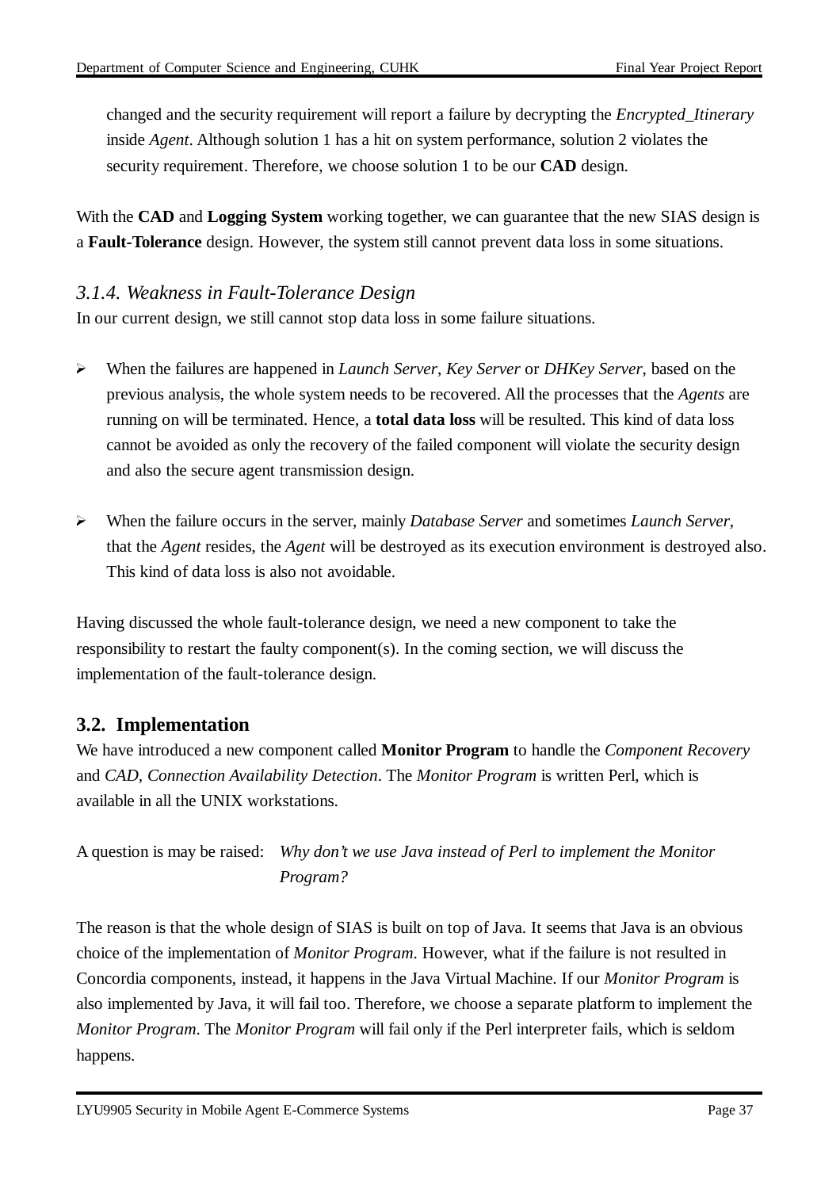changed and the security requirement will report a failure by decrypting the *Encrypted_Itinerary* inside *Agent*. Although solution 1 has a hit on system performance, solution 2 violates the security requirement. Therefore, we choose solution 1 to be our **CAD** design.

With the **CAD** and **Logging System** working together, we can guarantee that the new SIAS design is a **Fault-Tolerance** design. However, the system still cannot prevent data loss in some situations.

### *3.1.4. Weakness in Fault-Tolerance Design*

In our current design, we still cannot stop data loss in some failure situations.

- When the failures are happened in *Launch Server*, *Key Server* or *DHKey Server*, based on the previous analysis, the whole system needs to be recovered. All the processes that the *Agents* are running on will be terminated. Hence, a **total data loss** will be resulted. This kind of data loss cannot be avoided as only the recovery of the failed component will violate the security design and also the secure agent transmission design.

- When the failure occurs in the server, mainly *Database Server* and sometimes *Launch Server*, that the *Agent* resides, the *Agent* will be destroyed as its execution environment is destroyed also. This kind of data loss is also not avoidable.

Having discussed the whole fault-tolerance design, we need a new component to take the responsibility to restart the faulty component(s). In the coming section, we will discuss the implementation of the fault-tolerance design.

## 3.2. Implementation

We have introduced a new component called **Monitor Program** to handle the *Component Recovery* and *CAD, Connection Availability Detection*. The *Monitor Program* is written Perl, which is available in all the UNIX workstations.

A question is may be raised: *Why don't we use Java instead of Perl to implement the Monitor Program?*

The reason is that the whole design of SIAS is built on top of Java. It seems that Java is an obvious choice of the implementation of *Monitor Program*. However, what if the failure is not resulted in Concordia components, instead, it happens in the Java Virtual Machine. If our *Monitor Program* is also implemented by Java, it will fail too. Therefore, we choose a separate platform to implement the *Monitor Program*. The *Monitor Program* will fail only if the Perl interpreter fails, which is seldom happens.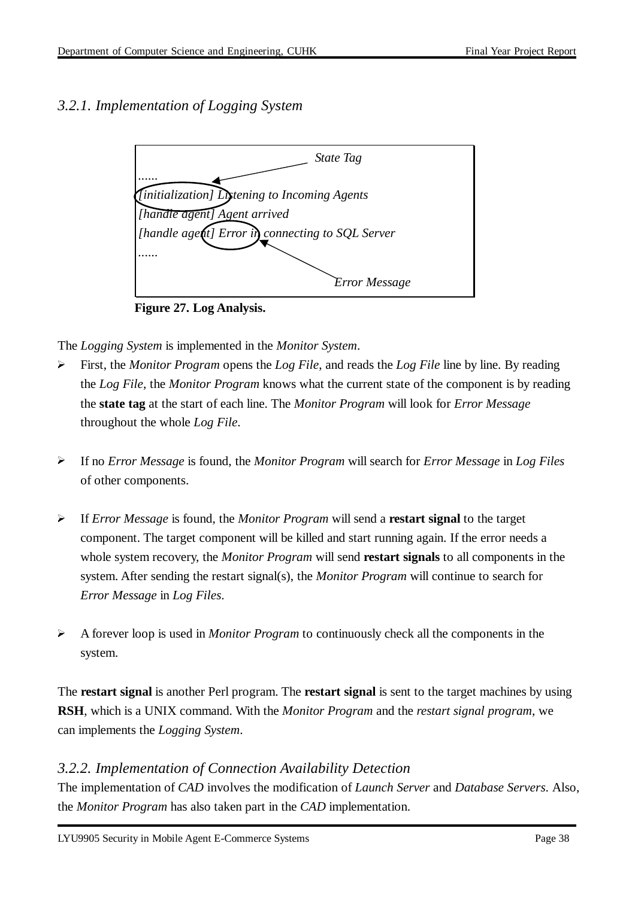### 3.2.1. Implementation of Logging System

```
                                      State Tag
......
[initialization] Listening to Incoming Agents
[handle agent] Agent arrived
[handle agent] Error in connecting to SQL Server
......
                                          Error Message
```

**Figure 27. Log Analysis.**

The *Logging System* is implemented in the *Monitor System*.

- First, the *Monitor Program* opens the *Log File*, and reads the *Log File* line by line. By reading the *Log File*, the *Monitor Program* knows what the current state of the component is by reading the **state tag** at the start of each line. The *Monitor Program* will look for *Error Message* throughout the whole *Log File*.

- If no *Error Message* is found, the *Monitor Program* will search for *Error Message* in *Log Files* of other components.

- If *Error Message* is found, the *Monitor Program* will send a **restart signal** to the target component. The target component will be killed and start running again. If the error needs a whole system recovery, the *Monitor Program* will send **restart signals** to all components in the system. After sending the restart signal(s), the *Monitor Program* will continue to search for *Error Message* in *Log Files*.

- A forever loop is used in *Monitor Program* to continuously check all the components in the system.

The **restart signal** is another Perl program. The **restart signal** is sent to the target machines by using **RSH**, which is a UNIX command. With the *Monitor Program* and the *restart signal program*, we can implements the *Logging System*.

### 3.2.2. Implementation of Connection Availability Detection

The implementation of *CAD* involves the modification of *Launch Server* and *Database Servers*. Also, the *Monitor Program* has also taken part in the *CAD* implementation.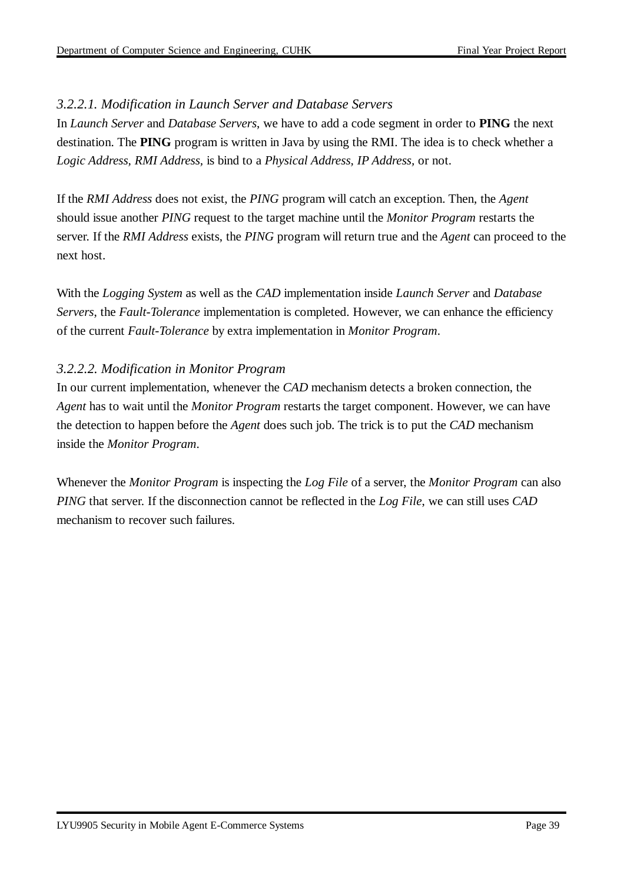#### *3.2.2.1. Modification in Launch Server and Database Servers*

In *Launch Server* and *Database Servers*, we have to add a code segment in order to **PING** the next destination. The **PING** program is written in Java by using the RMI. The idea is to check whether a *Logic Address, RMI Address,* is bind to a *Physical Address, IP Address*, or not.

If the *RMI Address* does not exist, the *PING* program will catch an exception. Then, the *Agent* should issue another *PING* request to the target machine until the *Monitor Program* restarts the server. If the *RMI Address* exists, the *PING* program will return true and the *Agent* can proceed to the next host.

With the *Logging System* as well as the *CAD* implementation inside *Launch Server* and *Database Servers*, the *Fault-Tolerance* implementation is completed. However, we can enhance the efficiency of the current *Fault-Tolerance* by extra implementation in *Monitor Program*.

#### *3.2.2.2. Modification in Monitor Program*

In our current implementation, whenever the *CAD* mechanism detects a broken connection, the *Agent* has to wait until the *Monitor Program* restarts the target component. However, we can have the detection to happen before the *Agent* does such job. The trick is to put the *CAD* mechanism inside the *Monitor Program*.

Whenever the *Monitor Program* is inspecting the *Log File* of a server, the *Monitor Program* can also *PING* that server. If the disconnection cannot be reflected in the *Log File*, we can still uses *CAD* mechanism to recover such failures.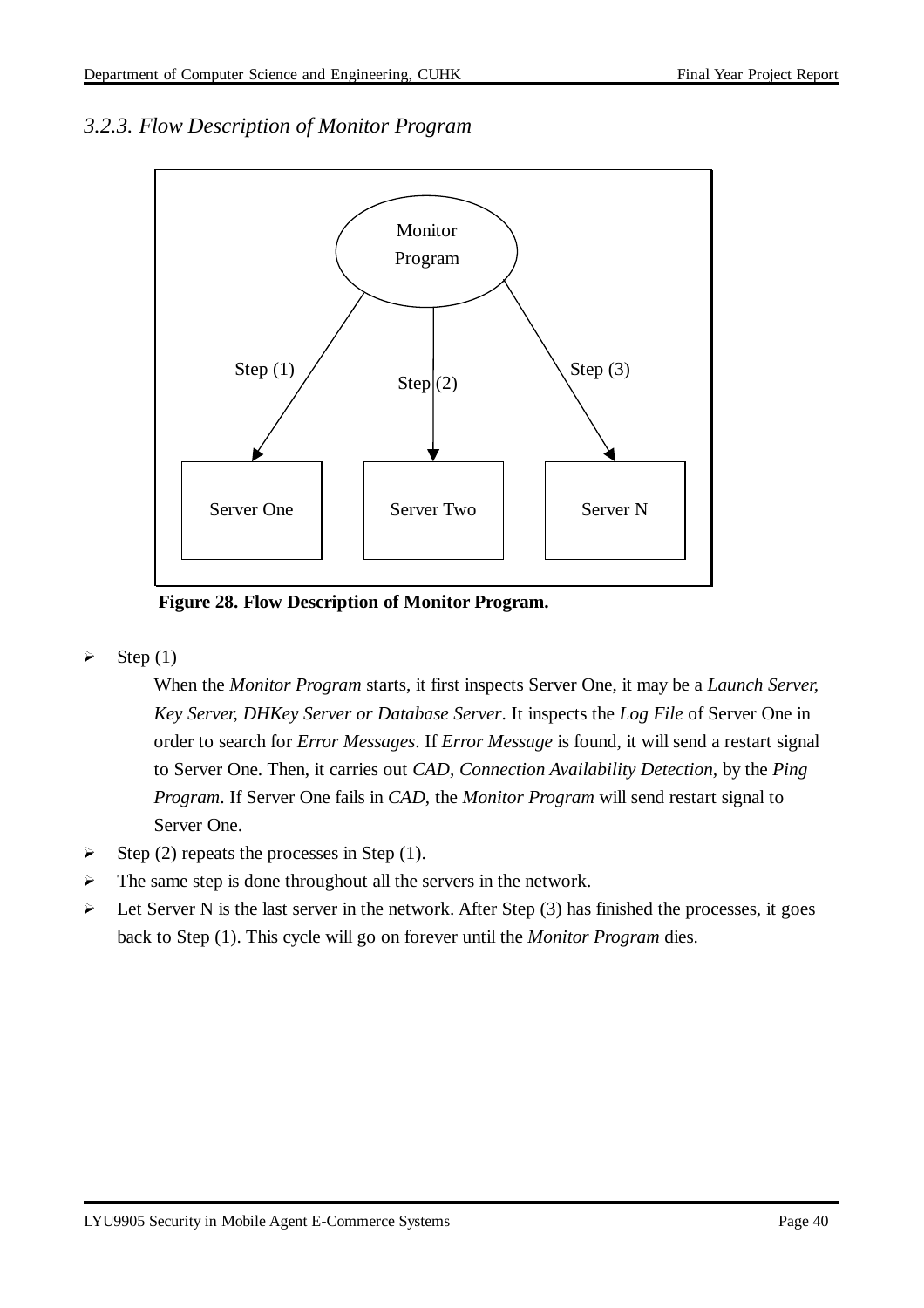### *3.2.3. Flow Description of Monitor Program*

**Figure 28. Flow Description of Monitor Program.**

- Step (1)

  When the *Monitor Program* starts, it first inspects Server One, it may be a *Launch Server, Key Server, DHKey Server or Database Server*. It inspects the *Log File* of Server One in order to search for *Error Messages*. If *Error Message* is found, it will send a restart signal to Server One. Then, it carries out *CAD, Connection Availability Detection*, by the *Ping Program*. If Server One fails in *CAD*, the *Monitor Program* will send restart signal to Server One.

- Step (2) repeats the processes in Step (1).
- The same step is done throughout all the servers in the network.
- Let Server N is the last server in the network. After Step (3) has finished the processes, it goes back to Step (1). This cycle will go on forever until the *Monitor Program* dies.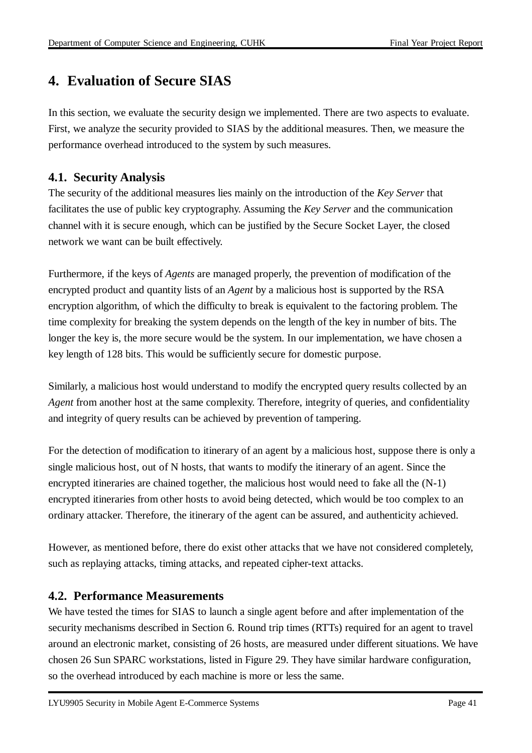# 4. Evaluation of Secure SIAS

In this section, we evaluate the security design we implemented. There are two aspects to evaluate. First, we analyze the security provided to SIAS by the additional measures. Then, we measure the performance overhead introduced to the system by such measures.

## 4.1. Security Analysis

The security of the additional measures lies mainly on the introduction of the *Key Server* that facilitates the use of public key cryptography. Assuming the *Key Server* and the communication channel with it is secure enough, which can be justified by the Secure Socket Layer, the closed network we want can be built effectively.

Furthermore, if the keys of *Agents* are managed properly, the prevention of modification of the encrypted product and quantity lists of an *Agent* by a malicious host is supported by the RSA encryption algorithm, of which the difficulty to break is equivalent to the factoring problem. The time complexity for breaking the system depends on the length of the key in number of bits. The longer the key is, the more secure would be the system. In our implementation, we have chosen a key length of 128 bits. This would be sufficiently secure for domestic purpose.

Similarly, a malicious host would understand to modify the encrypted query results collected by an *Agent* from another host at the same complexity. Therefore, integrity of queries, and confidentiality and integrity of query results can be achieved by prevention of tampering.

For the detection of modification to itinerary of an agent by a malicious host, suppose there is only a single malicious host, out of N hosts, that wants to modify the itinerary of an agent. Since the encrypted itineraries are chained together, the malicious host would need to fake all the (N-1) encrypted itineraries from other hosts to avoid being detected, which would be too complex to an ordinary attacker. Therefore, the itinerary of the agent can be assured, and authenticity achieved.

However, as mentioned before, there do exist other attacks that we have not considered completely, such as replaying attacks, timing attacks, and repeated cipher-text attacks.

## 4.2. Performance Measurements

We have tested the times for SIAS to launch a single agent before and after implementation of the security mechanisms described in Section 6. Round trip times (RTTs) required for an agent to travel around an electronic market, consisting of 26 hosts, are measured under different situations. We have chosen 26 Sun SPARC workstations, listed in Figure 29. They have similar hardware configuration, so the overhead introduced by each machine is more or less the same.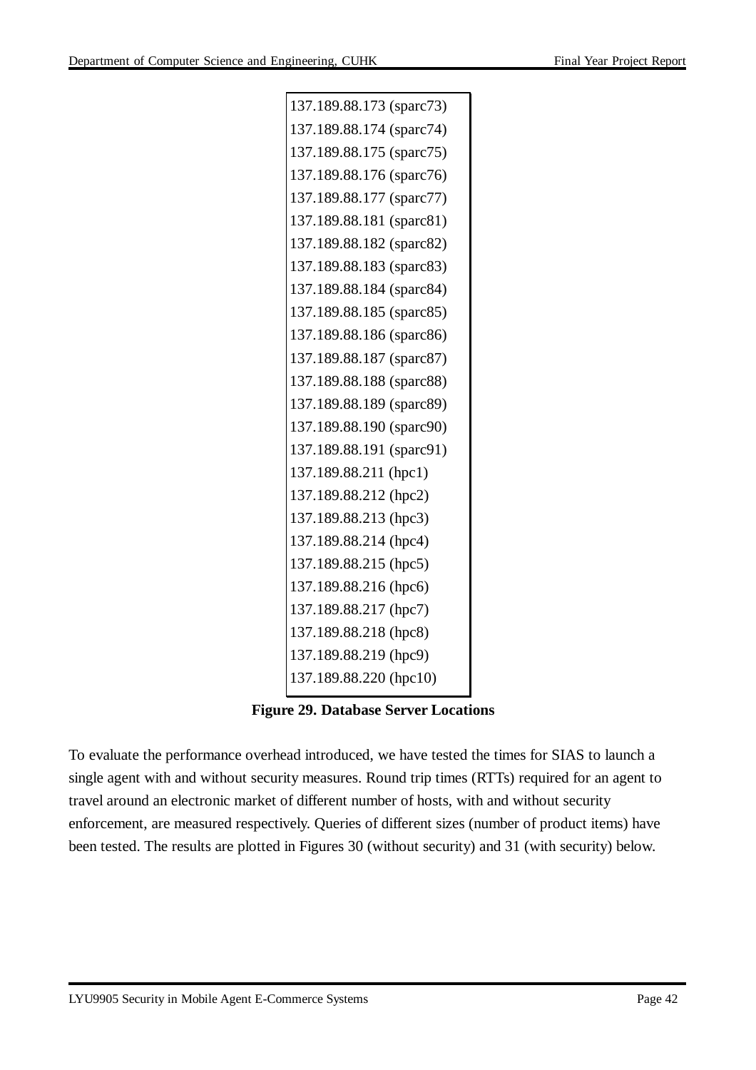| 137.189.88.173 (sparc73) |
|---|
| 137.189.88.174 (sparc74) |
| 137.189.88.175 (sparc75) |
| 137.189.88.176 (sparc76) |
| 137.189.88.177 (sparc77) |
| 137.189.88.181 (sparc81) |
| 137.189.88.182 (sparc82) |
| 137.189.88.183 (sparc83) |
| 137.189.88.184 (sparc84) |
| 137.189.88.185 (sparc85) |
| 137.189.88.186 (sparc86) |
| 137.189.88.187 (sparc87) |
| 137.189.88.188 (sparc88) |
| 137.189.88.189 (sparc89) |
| 137.189.88.190 (sparc90) |
| 137.189.88.191 (sparc91) |
| 137.189.88.211 (hpc1) |
| 137.189.88.212 (hpc2) |
| 137.189.88.213 (hpc3) |
| 137.189.88.214 (hpc4) |
| 137.189.88.215 (hpc5) |
| 137.189.88.216 (hpc6) |
| 137.189.88.217 (hpc7) |
| 137.189.88.218 (hpc8) |
| 137.189.88.219 (hpc9) |
| 137.189.88.220 (hpc10) |

**Figure 29. Database Server Locations**

To evaluate the performance overhead introduced, we have tested the times for SIAS to launch a single agent with and without security measures. Round trip times (RTTs) required for an agent to travel around an electronic market of different number of hosts, with and without security enforcement, are measured respectively. Queries of different sizes (number of product items) have been tested. The results are plotted in Figures 30 (without security) and 31 (with security) below.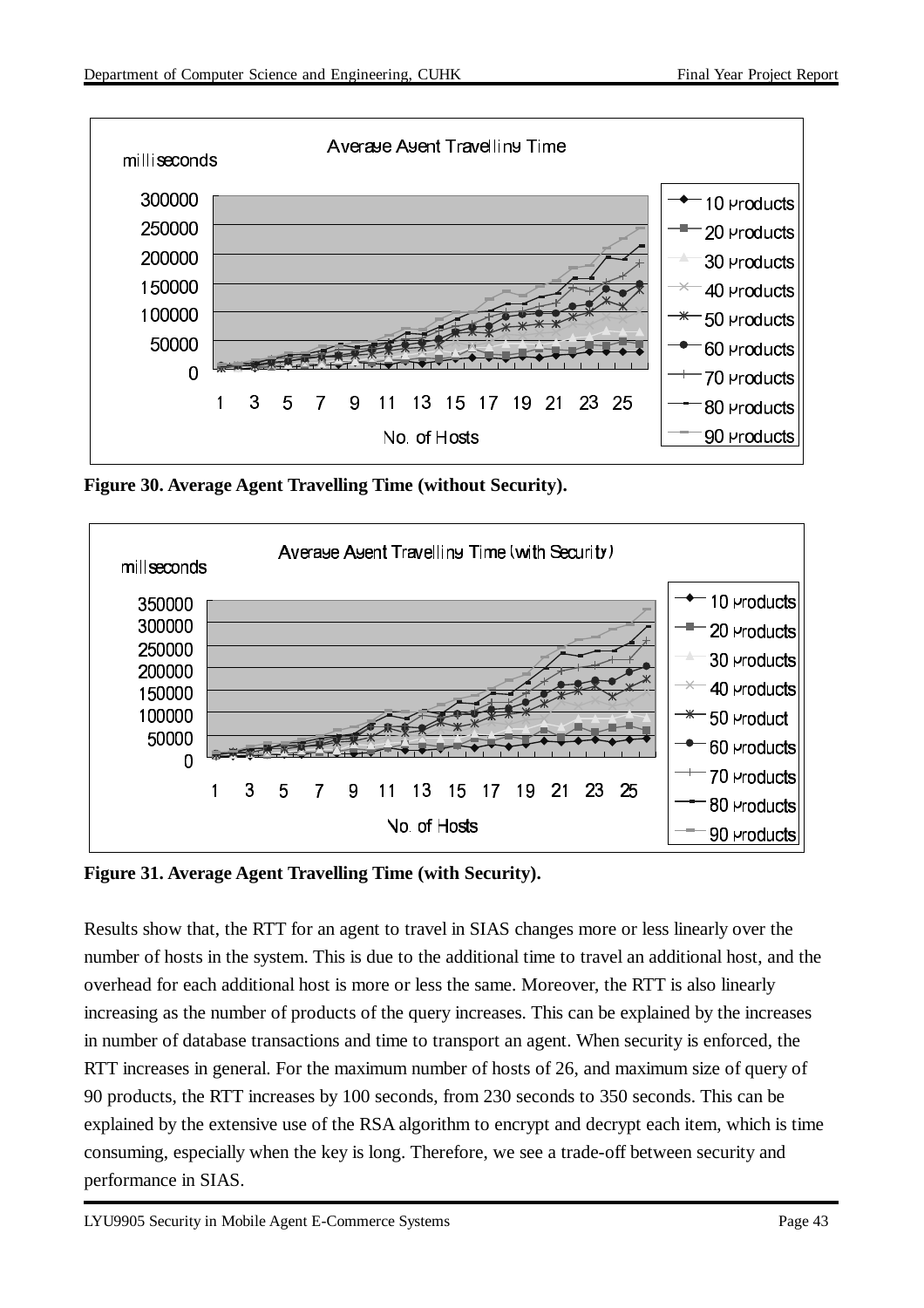Figure 30. Average Agent Travelling Time (without Security).

Figure 31. Average Agent Travelling Time (with Security).

Results show that, the RTT for an agent to travel in SIAS changes more or less linearly over the number of hosts in the system. This is due to the additional time to travel an additional host, and the overhead for each additional host is more or less the same. Moreover, the RTT is also linearly increasing as the number of products of the query increases. This can be explained by the increases in number of database transactions and time to transport an agent. When security is enforced, the RTT increases in general. For the maximum number of hosts of 26, and maximum size of query of 90 products, the RTT increases by 100 seconds, from 230 seconds to 350 seconds. This can be explained by the extensive use of the RSA algorithm to encrypt and decrypt each item, which is time consuming, especially when the key is long. Therefore, we see a trade-off between security and performance in SIAS.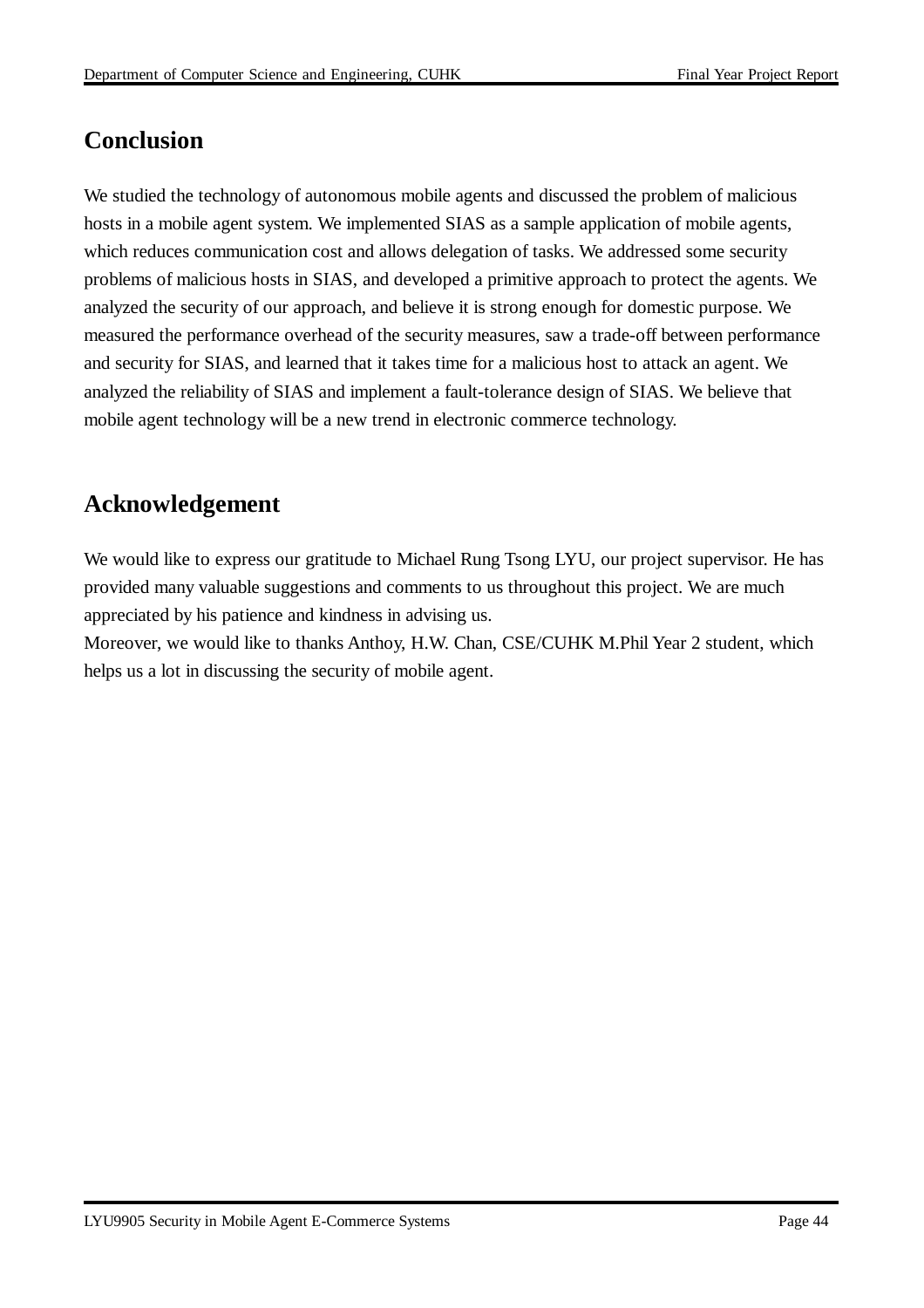# Conclusion

We studied the technology of autonomous mobile agents and discussed the problem of malicious hosts in a mobile agent system. We implemented SIAS as a sample application of mobile agents, which reduces communication cost and allows delegation of tasks. We addressed some security problems of malicious hosts in SIAS, and developed a primitive approach to protect the agents. We analyzed the security of our approach, and believe it is strong enough for domestic purpose. We measured the performance overhead of the security measures, saw a trade-off between performance and security for SIAS, and learned that it takes time for a malicious host to attack an agent. We analyzed the reliability of SIAS and implement a fault-tolerance design of SIAS. We believe that mobile agent technology will be a new trend in electronic commerce technology.

# Acknowledgement

We would like to express our gratitude to Michael Rung Tsong LYU, our project supervisor. He has provided many valuable suggestions and comments to us throughout this project. We are much appreciated by his patience and kindness in advising us.
Moreover, we would like to thanks Anthoy, H.W. Chan, CSE/CUHK M.Phil Year 2 student, which helps us a lot in discussing the security of mobile agent.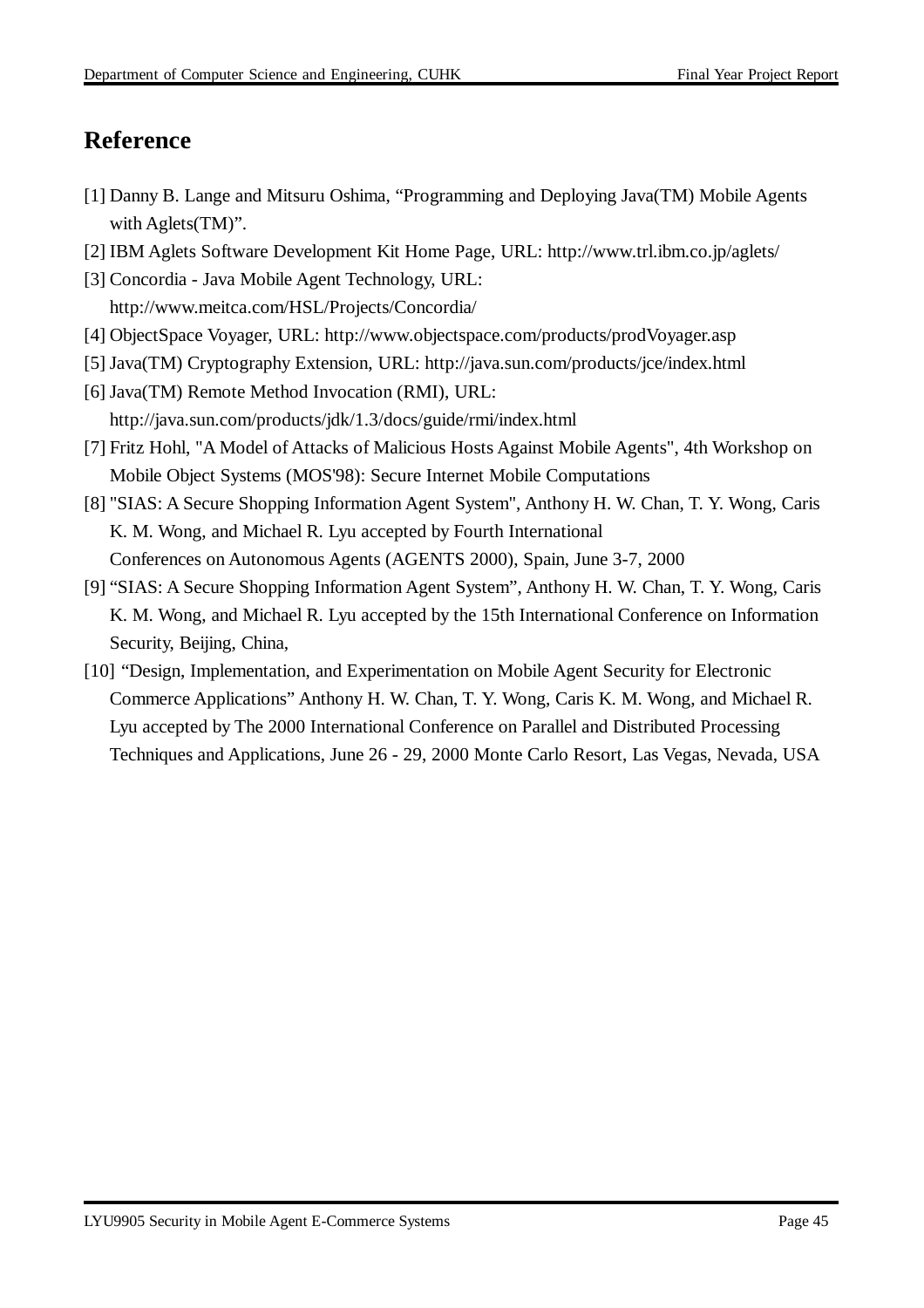# Reference

[1] Danny B. Lange and Mitsuru Oshima, “Programming and Deploying Java(TM) Mobile Agents with Aglets(TM)”.

[2] IBM Aglets Software Development Kit Home Page, URL: http://www.trl.ibm.co.jp/aglets/

[3] Concordia - Java Mobile Agent Technology, URL: http://www.meitca.com/HSL/Projects/Concordia/

[4] ObjectSpace Voyager, URL: http://www.objectspace.com/products/prodVoyager.asp

[5] Java(TM) Cryptography Extension, URL: http://java.sun.com/products/jce/index.html

[6] Java(TM) Remote Method Invocation (RMI), URL: http://java.sun.com/products/jdk/1.3/docs/guide/rmi/index.html

[7] Fritz Hohl, "A Model of Attacks of Malicious Hosts Against Mobile Agents", 4th Workshop on Mobile Object Systems (MOS'98): Secure Internet Mobile Computations

[8] "SIAS: A Secure Shopping Information Agent System", Anthony H. W. Chan, T. Y. Wong, Caris K. M. Wong, and Michael R. Lyu accepted by Fourth International Conferences on Autonomous Agents (AGENTS 2000), Spain, June 3-7, 2000

[9] “SIAS: A Secure Shopping Information Agent System”, Anthony H. W. Chan, T. Y. Wong, Caris K. M. Wong, and Michael R. Lyu accepted by the 15th International Conference on Information Security, Beijing, China,

[10] “Design, Implementation, and Experimentation on Mobile Agent Security for Electronic Commerce Applications” Anthony H. W. Chan, T. Y. Wong, Caris K. M. Wong, and Michael R. Lyu accepted by The 2000 International Conference on Parallel and Distributed Processing Techniques and Applications, June 26 - 29, 2000 Monte Carlo Resort, Las Vegas, Nevada, USA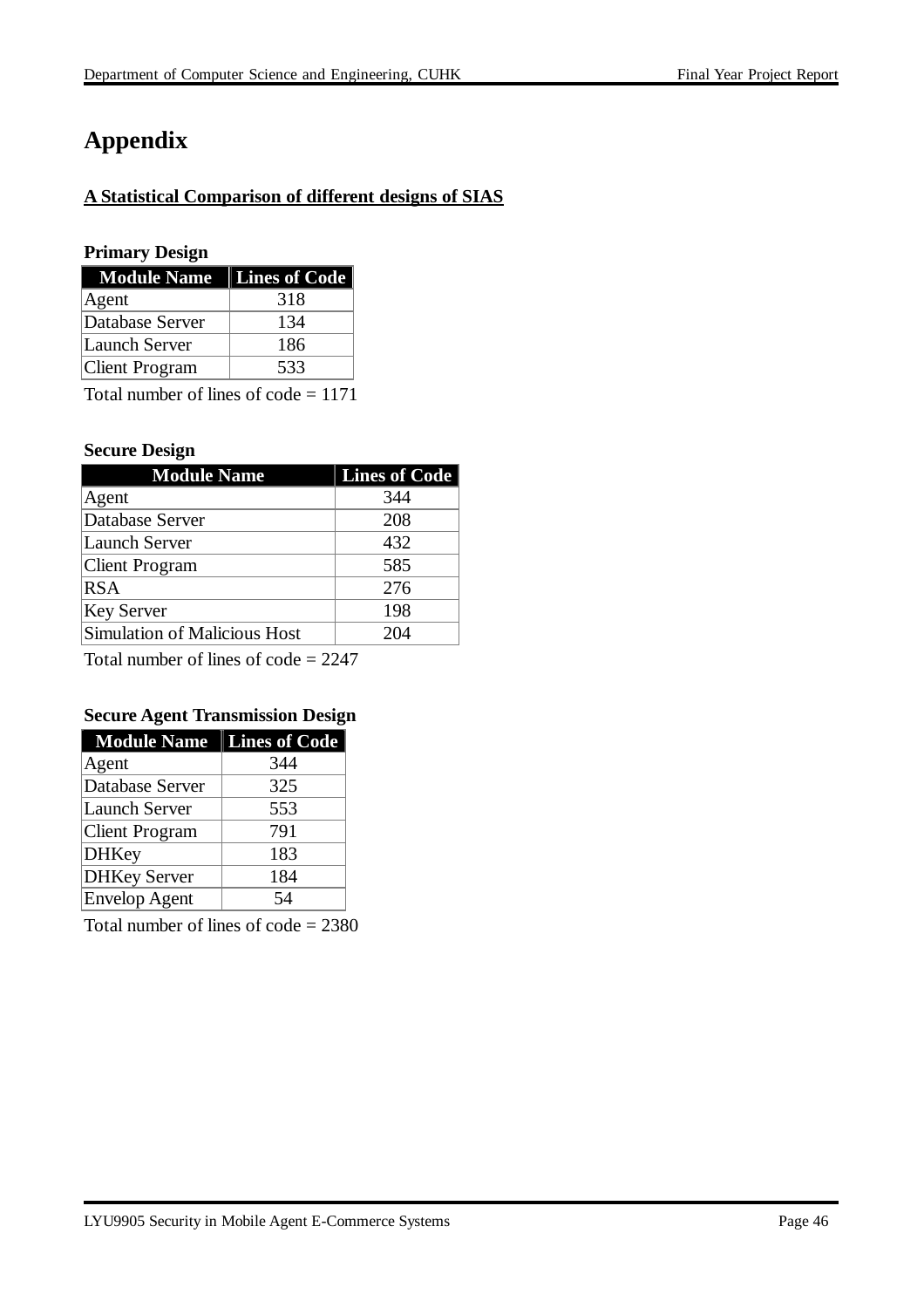# Appendix

## A Statistical Comparison of different designs of SIAS

### Primary Design

| Module Name | Lines of Code |
| --- | --- |
| Agent | 318 |
| Database Server | 134 |
| Launch Server | 186 |
| Client Program | 533 |

Total number of lines of code = 1171

### Secure Design

| Module Name | Lines of Code |
| --- | --- |
| Agent | 344 |
| Database Server | 208 |
| Launch Server | 432 |
| Client Program | 585 |
| RSA | 276 |
| Key Server | 198 |
| Simulation of Malicious Host | 204 |

Total number of lines of code = 2247

### Secure Agent Transmission Design

| Module Name | Lines of Code |
| --- | --- |
| Agent | 344 |
| Database Server | 325 |
| Launch Server | 553 |
| Client Program | 791 |
| DHKey | 183 |
| DHKey Server | 184 |
| Envelop Agent | 54 |

Total number of lines of code = 2380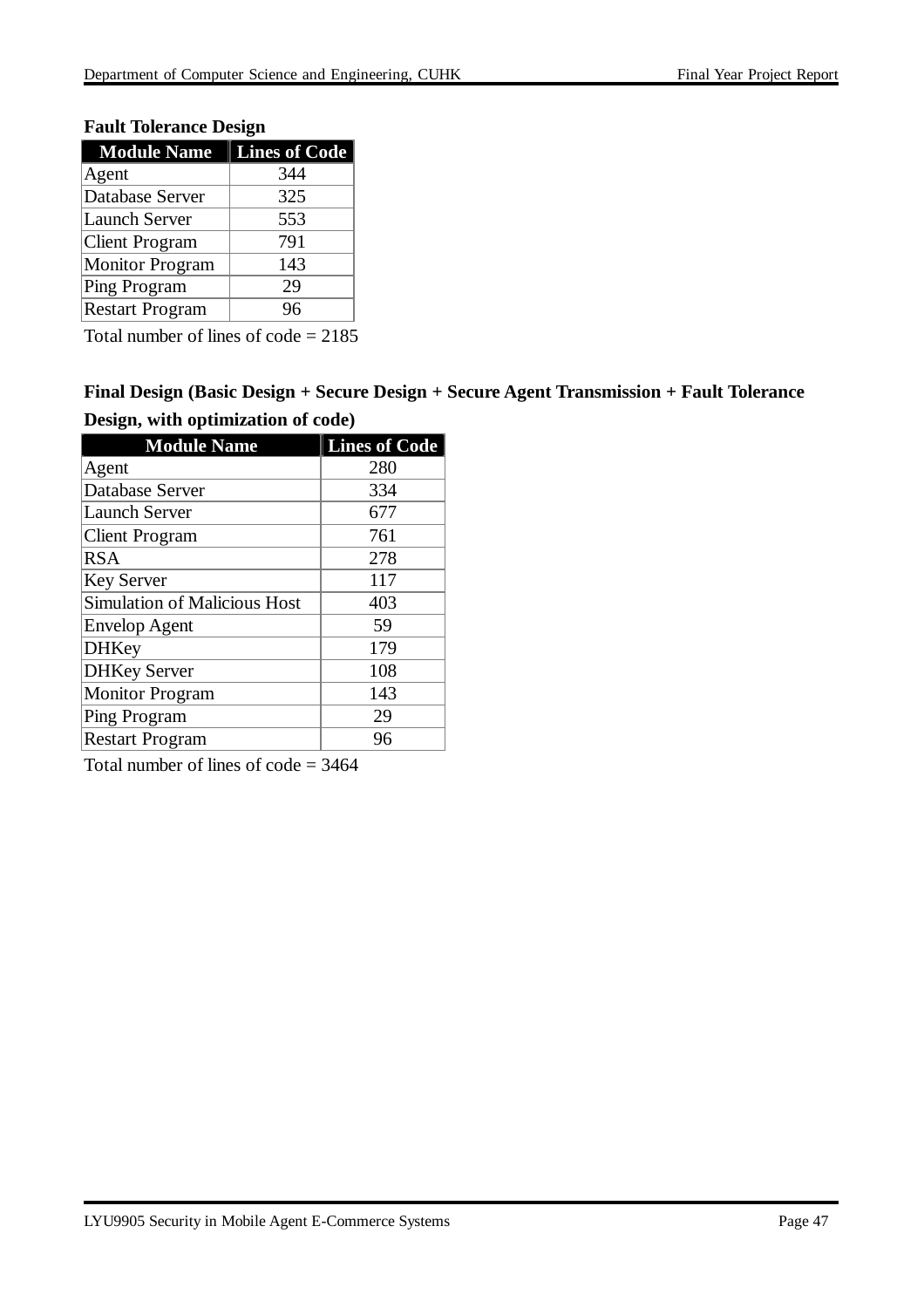**Fault Tolerance Design**

| Module Name | Lines of Code |
|---|---|
| Agent | 344 |
| Database Server | 325 |
| Launch Server | 553 |
| Client Program | 791 |
| Monitor Program | 143 |
| Ping Program | 29 |
| Restart Program | 96 |

Total number of lines of code = 2185

**Final Design (Basic Design + Secure Design + Secure Agent Transmission + Fault Tolerance Design, with optimization of code)**

| Module Name | Lines of Code |
|---|---|
| Agent | 280 |
| Database Server | 334 |
| Launch Server | 677 |
| Client Program | 761 |
| RSA | 278 |
| Key Server | 117 |
| Simulation of Malicious Host | 403 |
| Envelop Agent | 59 |
| DHKey | 179 |
| DHKey Server | 108 |
| Monitor Program | 143 |
| Ping Program | 29 |
| Restart Program | 96 |

Total number of lines of code = 3464